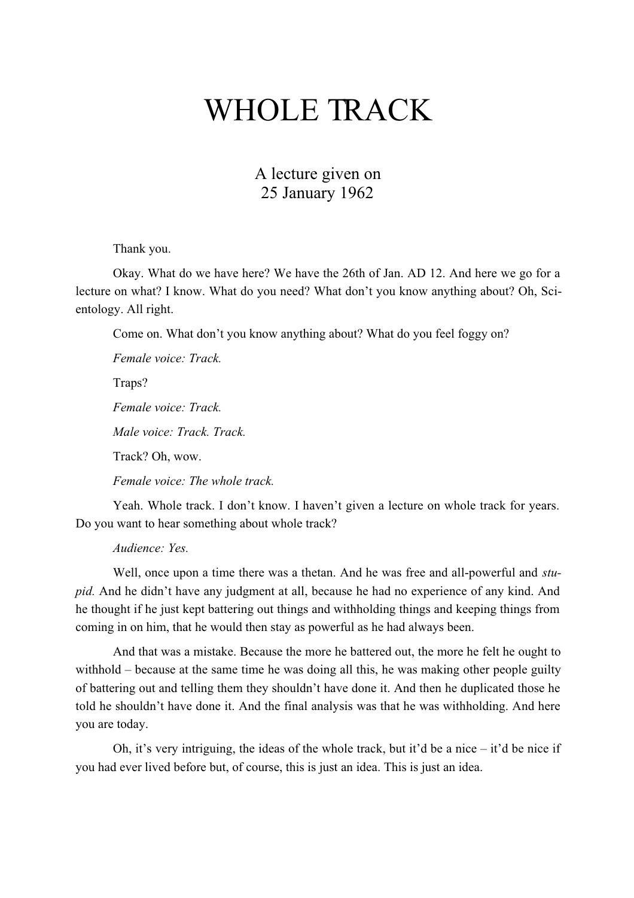# WHOLE TRACK

A lecture given on
25 January 1962

Thank you.

Okay. What do we have here? We have the 26th of Jan. AD 12. And here we go for a lecture on what? I know. What do you need? What don't you know anything about? Oh, Scientology. All right.

Come on. What don't you know anything about? What do you feel foggy on?

*Female voice: Track.*

Traps?

*Female voice: Track.*

*Male voice: Track. Track.*

Track? Oh, wow.

*Female voice: The whole track.*

Yeah. Whole track. I don't know. I haven't given a lecture on whole track for years. Do you want to hear something about whole track?

*Audience: Yes.*

Well, once upon a time there was a thetan. And he was free and all-powerful and *stupid.* And he didn't have any judgment at all, because he had no experience of any kind. And he thought if he just kept battering out things and withholding things and keeping things from coming in on him, that he would then stay as powerful as he had always been.

And that was a mistake. Because the more he battered out, the more he felt he ought to withhold – because at the same time he was doing all this, he was making other people guilty of battering out and telling them they shouldn't have done it. And then he duplicated those he told he shouldn't have done it. And the final analysis was that he was withholding. And here you are today.

Oh, it's very intriguing, the ideas of the whole track, but it'd be a nice – it'd be nice if you had ever lived before but, of course, this is just an idea. This is just an idea.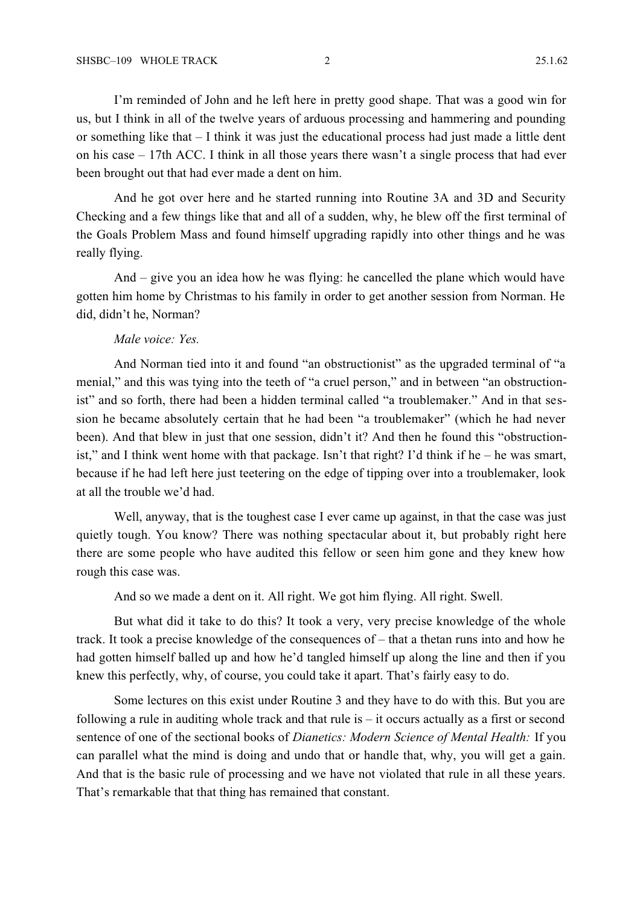I'm reminded of John and he left here in pretty good shape. That was a good win for us, but I think in all of the twelve years of arduous processing and hammering and pounding or something like that – I think it was just the educational process had just made a little dent on his case – 17th ACC. I think in all those years there wasn't a single process that had ever been brought out that had ever made a dent on him.

And he got over here and he started running into Routine 3A and 3D and Security Checking and a few things like that and all of a sudden, why, he blew off the first terminal of the Goals Problem Mass and found himself upgrading rapidly into other things and he was really flying.

And – give you an idea how he was flying: he cancelled the plane which would have gotten him home by Christmas to his family in order to get another session from Norman. He did, didn't he, Norman?

*Male voice: Yes.*

And Norman tied into it and found "an obstructionist" as the upgraded terminal of "a menial," and this was tying into the teeth of "a cruel person," and in between "an obstructionist" and so forth, there had been a hidden terminal called "a troublemaker." And in that session he became absolutely certain that he had been "a troublemaker" (which he had never been). And that blew in just that one session, didn't it? And then he found this "obstructionist," and I think went home with that package. Isn't that right? I'd think if he – he was smart, because if he had left here just teetering on the edge of tipping over into a troublemaker, look at all the trouble we'd had.

Well, anyway, that is the toughest case I ever came up against, in that the case was just quietly tough. You know? There was nothing spectacular about it, but probably right here there are some people who have audited this fellow or seen him gone and they knew how rough this case was.

And so we made a dent on it. All right. We got him flying. All right. Swell.

But what did it take to do this? It took a very, very precise knowledge of the whole track. It took a precise knowledge of the consequences of – that a thetan runs into and how he had gotten himself balled up and how he'd tangled himself up along the line and then if you knew this perfectly, why, of course, you could take it apart. That's fairly easy to do.

Some lectures on this exist under Routine 3 and they have to do with this. But you are following a rule in auditing whole track and that rule is – it occurs actually as a first or second sentence of one of the sectional books of *Dianetics: Modern Science of Mental Health:* If you can parallel what the mind is doing and undo that or handle that, why, you will get a gain. And that is the basic rule of processing and we have not violated that rule in all these years. That's remarkable that that thing has remained that constant.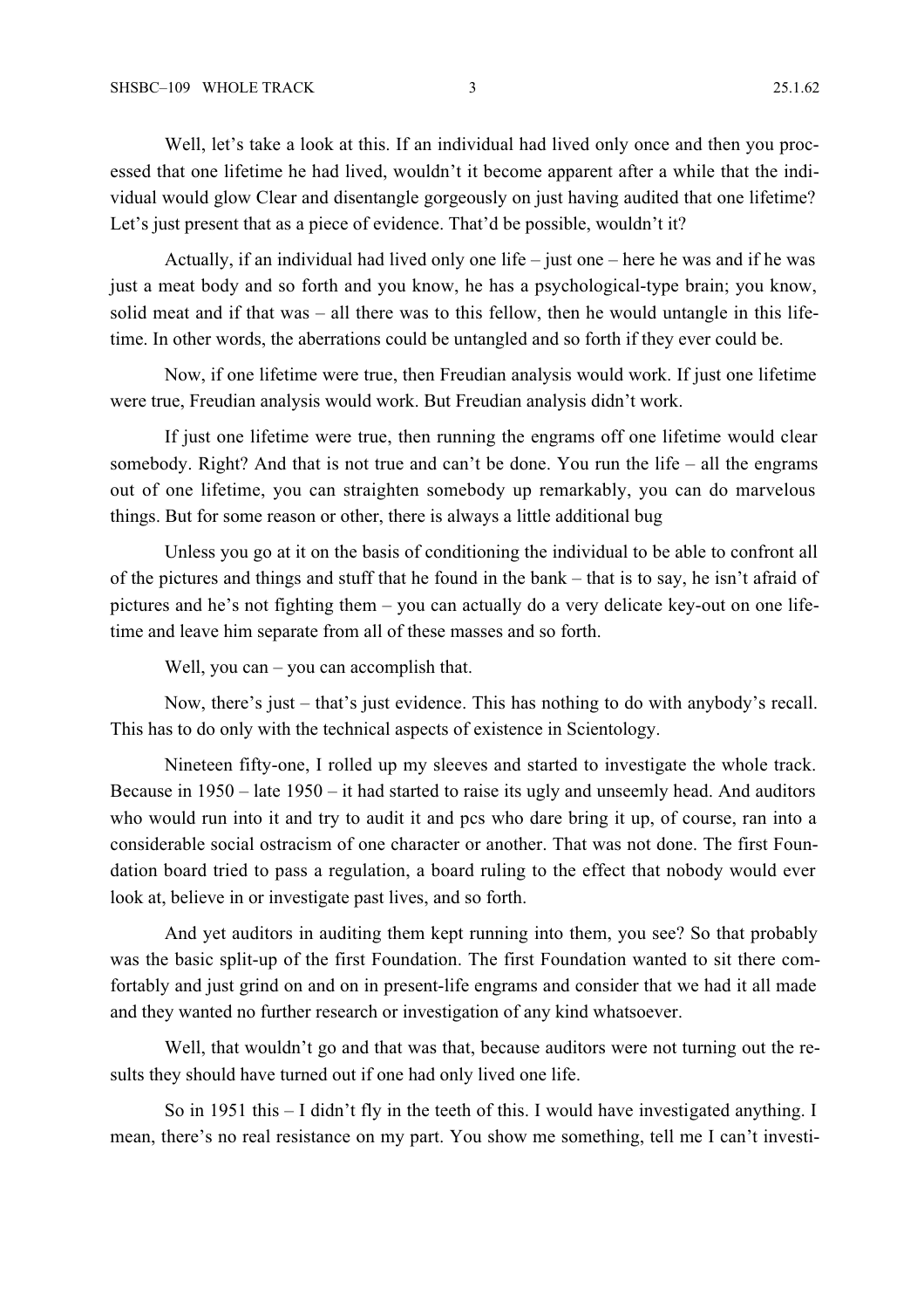Well, let's take a look at this. If an individual had lived only once and then you processed that one lifetime he had lived, wouldn't it become apparent after a while that the individual would glow Clear and disentangle gorgeously on just having audited that one lifetime? Let's just present that as a piece of evidence. That'd be possible, wouldn't it?

Actually, if an individual had lived only one life – just one – here he was and if he was just a meat body and so forth and you know, he has a psychological-type brain; you know, solid meat and if that was – all there was to this fellow, then he would untangle in this lifetime. In other words, the aberrations could be untangled and so forth if they ever could be.

Now, if one lifetime were true, then Freudian analysis would work. If just one lifetime were true, Freudian analysis would work. But Freudian analysis didn't work.

If just one lifetime were true, then running the engrams off one lifetime would clear somebody. Right? And that is not true and can't be done. You run the life – all the engrams out of one lifetime, you can straighten somebody up remarkably, you can do marvelous things. But for some reason or other, there is always a little additional bug

Unless you go at it on the basis of conditioning the individual to be able to confront all of the pictures and things and stuff that he found in the bank – that is to say, he isn't afraid of pictures and he's not fighting them – you can actually do a very delicate key-out on one lifetime and leave him separate from all of these masses and so forth.

Well, you can – you can accomplish that.

Now, there's just – that's just evidence. This has nothing to do with anybody's recall. This has to do only with the technical aspects of existence in Scientology.

Nineteen fifty-one, I rolled up my sleeves and started to investigate the whole track. Because in 1950 – late 1950 – it had started to raise its ugly and unseemly head. And auditors who would run into it and try to audit it and pcs who dare bring it up, of course, ran into a considerable social ostracism of one character or another. That was not done. The first Foundation board tried to pass a regulation, a board ruling to the effect that nobody would ever look at, believe in or investigate past lives, and so forth.

And yet auditors in auditing them kept running into them, you see? So that probably was the basic split-up of the first Foundation. The first Foundation wanted to sit there comfortably and just grind on and on in present-life engrams and consider that we had it all made and they wanted no further research or investigation of any kind whatsoever.

Well, that wouldn't go and that was that, because auditors were not turning out the results they should have turned out if one had only lived one life.

So in 1951 this – I didn't fly in the teeth of this. I would have investigated anything. I mean, there's no real resistance on my part. You show me something, tell me I can't investi-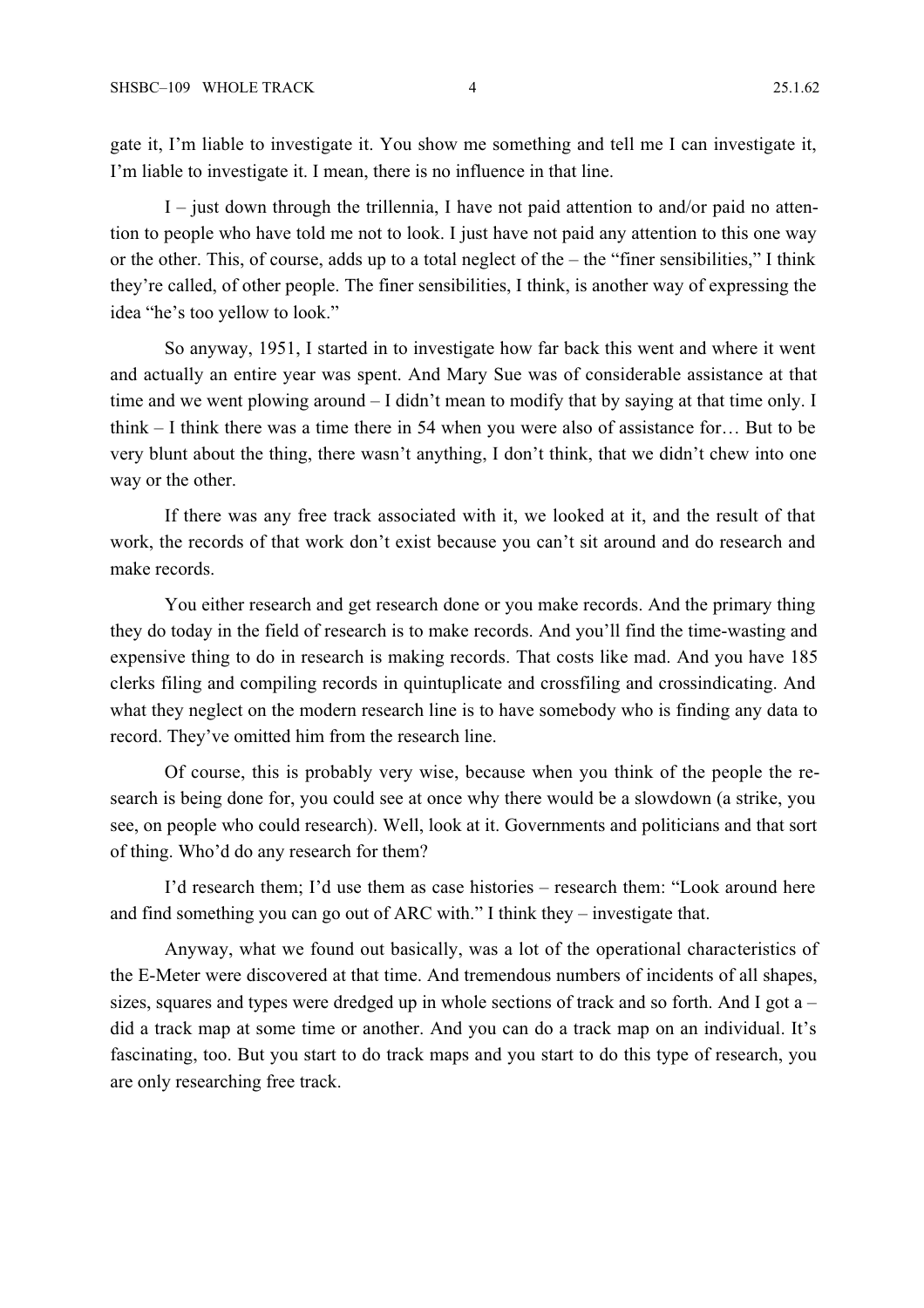gate it, I'm liable to investigate it. You show me something and tell me I can investigate it, I'm liable to investigate it. I mean, there is no influence in that line.

I – just down through the trillennia, I have not paid attention to and/or paid no attention to people who have told me not to look. I just have not paid any attention to this one way or the other. This, of course, adds up to a total neglect of the – the "finer sensibilities," I think they're called, of other people. The finer sensibilities, I think, is another way of expressing the idea "he's too yellow to look."

So anyway, 1951, I started in to investigate how far back this went and where it went and actually an entire year was spent. And Mary Sue was of considerable assistance at that time and we went plowing around – I didn't mean to modify that by saying at that time only. I think – I think there was a time there in 54 when you were also of assistance for… But to be very blunt about the thing, there wasn't anything, I don't think, that we didn't chew into one way or the other.

If there was any free track associated with it, we looked at it, and the result of that work, the records of that work don't exist because you can't sit around and do research and make records.

You either research and get research done or you make records. And the primary thing they do today in the field of research is to make records. And you'll find the time-wasting and expensive thing to do in research is making records. That costs like mad. And you have 185 clerks filing and compiling records in quintuplicate and crossfiling and crossindicating. And what they neglect on the modern research line is to have somebody who is finding any data to record. They've omitted him from the research line.

Of course, this is probably very wise, because when you think of the people the research is being done for, you could see at once why there would be a slowdown (a strike, you see, on people who could research). Well, look at it. Governments and politicians and that sort of thing. Who'd do any research for them?

I'd research them; I'd use them as case histories – research them: "Look around here and find something you can go out of ARC with." I think they – investigate that.

Anyway, what we found out basically, was a lot of the operational characteristics of the E-Meter were discovered at that time. And tremendous numbers of incidents of all shapes, sizes, squares and types were dredged up in whole sections of track and so forth. And I got a – did a track map at some time or another. And you can do a track map on an individual. It's fascinating, too. But you start to do track maps and you start to do this type of research, you are only researching free track.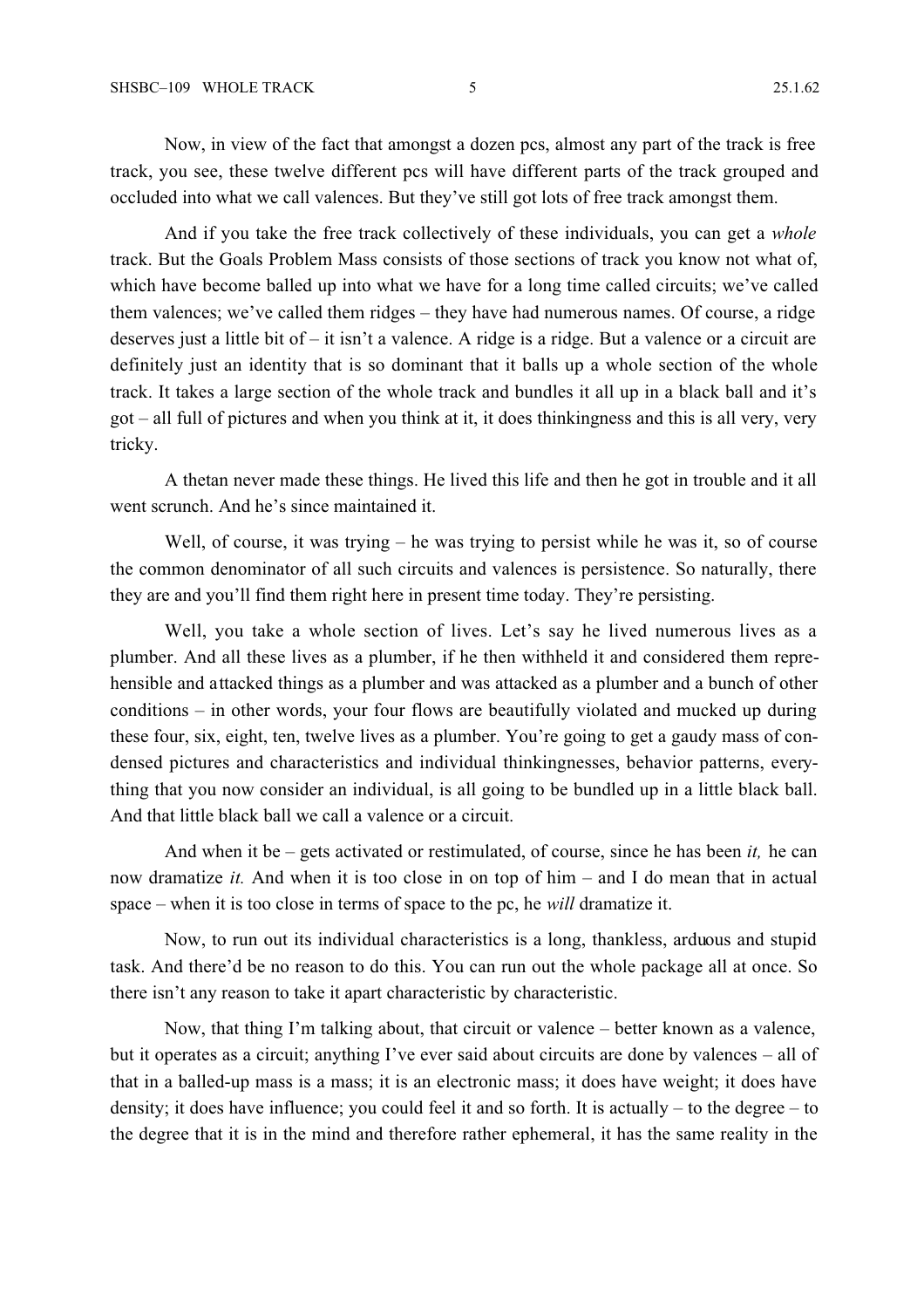Now, in view of the fact that amongst a dozen pcs, almost any part of the track is free track, you see, these twelve different pcs will have different parts of the track grouped and occluded into what we call valences. But they've still got lots of free track amongst them.

And if you take the free track collectively of these individuals, you can get a *whole* track. But the Goals Problem Mass consists of those sections of track you know not what of, which have become balled up into what we have for a long time called circuits; we've called them valences; we've called them ridges – they have had numerous names. Of course, a ridge deserves just a little bit of – it isn't a valence. A ridge is a ridge. But a valence or a circuit are definitely just an identity that is so dominant that it balls up a whole section of the whole track. It takes a large section of the whole track and bundles it all up in a black ball and it's got – all full of pictures and when you think at it, it does thinkingness and this is all very, very tricky.

A thetan never made these things. He lived this life and then he got in trouble and it all went scrunch. And he's since maintained it.

Well, of course, it was trying – he was trying to persist while he was it, so of course the common denominator of all such circuits and valences is persistence. So naturally, there they are and you'll find them right here in present time today. They're persisting.

Well, you take a whole section of lives. Let's say he lived numerous lives as a plumber. And all these lives as a plumber, if he then withheld it and considered them reprehensible and attacked things as a plumber and was attacked as a plumber and a bunch of other conditions – in other words, your four flows are beautifully violated and mucked up during these four, six, eight, ten, twelve lives as a plumber. You're going to get a gaudy mass of condensed pictures and characteristics and individual thinkingnesses, behavior patterns, everything that you now consider an individual, is all going to be bundled up in a little black ball. And that little black ball we call a valence or a circuit.

And when it be – gets activated or restimulated, of course, since he has been *it,* he can now dramatize *it.* And when it is too close in on top of him – and I do mean that in actual space – when it is too close in terms of space to the pc, he *will* dramatize it.

Now, to run out its individual characteristics is a long, thankless, arduous and stupid task. And there'd be no reason to do this. You can run out the whole package all at once. So there isn't any reason to take it apart characteristic by characteristic.

Now, that thing I'm talking about, that circuit or valence – better known as a valence, but it operates as a circuit; anything I've ever said about circuits are done by valences – all of that in a balled-up mass is a mass; it is an electronic mass; it does have weight; it does have density; it does have influence; you could feel it and so forth. It is actually – to the degree – to the degree that it is in the mind and therefore rather ephemeral, it has the same reality in the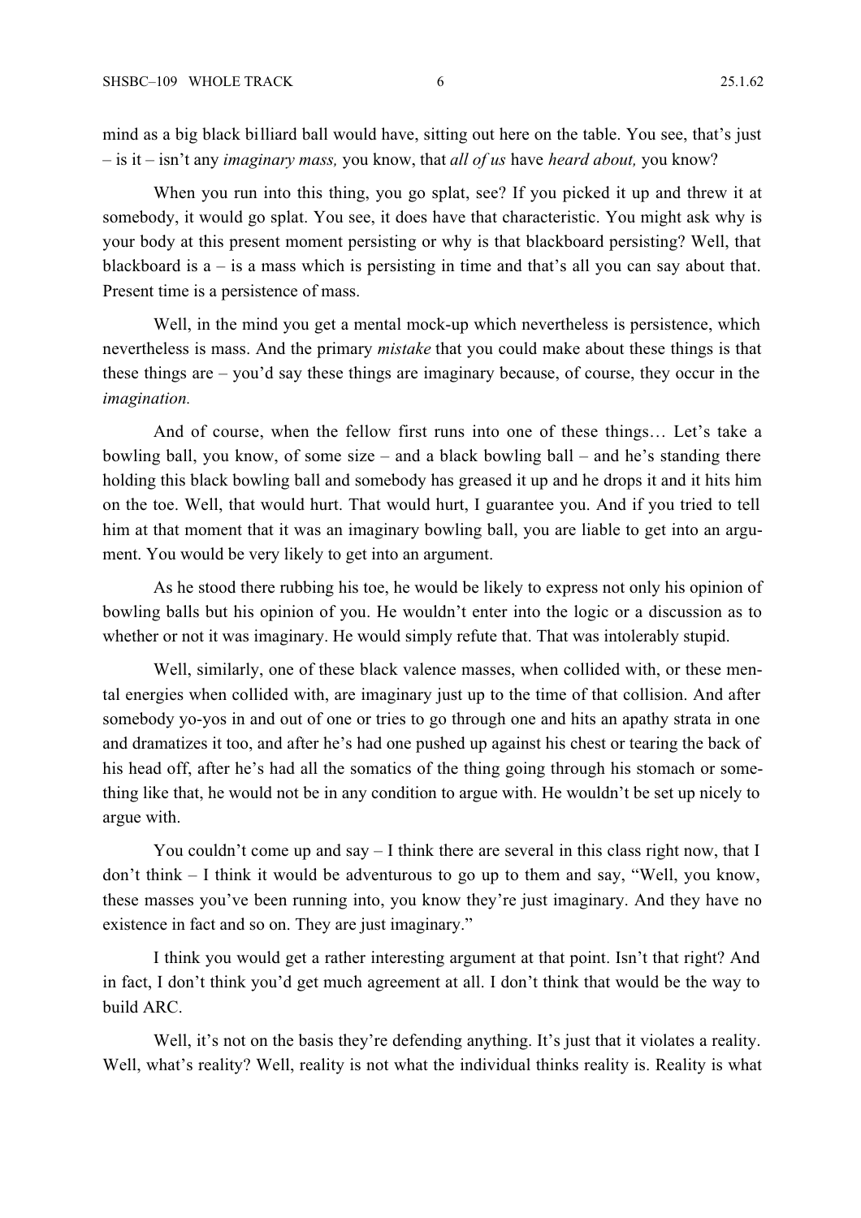mind as a big black billiard ball would have, sitting out here on the table. You see, that's just – is it – isn't any *imaginary mass,* you know, that *all of us* have *heard about,* you know?

When you run into this thing, you go splat, see? If you picked it up and threw it at somebody, it would go splat. You see, it does have that characteristic. You might ask why is your body at this present moment persisting or why is that blackboard persisting? Well, that blackboard is a – is a mass which is persisting in time and that's all you can say about that. Present time is a persistence of mass.

Well, in the mind you get a mental mock-up which nevertheless is persistence, which nevertheless is mass. And the primary *mistake* that you could make about these things is that these things are – you'd say these things are imaginary because, of course, they occur in the *imagination.*

And of course, when the fellow first runs into one of these things… Let's take a bowling ball, you know, of some size – and a black bowling ball – and he's standing there holding this black bowling ball and somebody has greased it up and he drops it and it hits him on the toe. Well, that would hurt. That would hurt, I guarantee you. And if you tried to tell him at that moment that it was an imaginary bowling ball, you are liable to get into an argument. You would be very likely to get into an argument.

As he stood there rubbing his toe, he would be likely to express not only his opinion of bowling balls but his opinion of you. He wouldn't enter into the logic or a discussion as to whether or not it was imaginary. He would simply refute that. That was intolerably stupid.

Well, similarly, one of these black valence masses, when collided with, or these mental energies when collided with, are imaginary just up to the time of that collision. And after somebody yo-yos in and out of one or tries to go through one and hits an apathy strata in one and dramatizes it too, and after he's had one pushed up against his chest or tearing the back of his head off, after he's had all the somatics of the thing going through his stomach or something like that, he would not be in any condition to argue with. He wouldn't be set up nicely to argue with.

You couldn't come up and say – I think there are several in this class right now, that I don't think – I think it would be adventurous to go up to them and say, "Well, you know, these masses you've been running into, you know they're just imaginary. And they have no existence in fact and so on. They are just imaginary."

I think you would get a rather interesting argument at that point. Isn't that right? And in fact, I don't think you'd get much agreement at all. I don't think that would be the way to build ARC.

Well, it's not on the basis they're defending anything. It's just that it violates a reality. Well, what's reality? Well, reality is not what the individual thinks reality is. Reality is what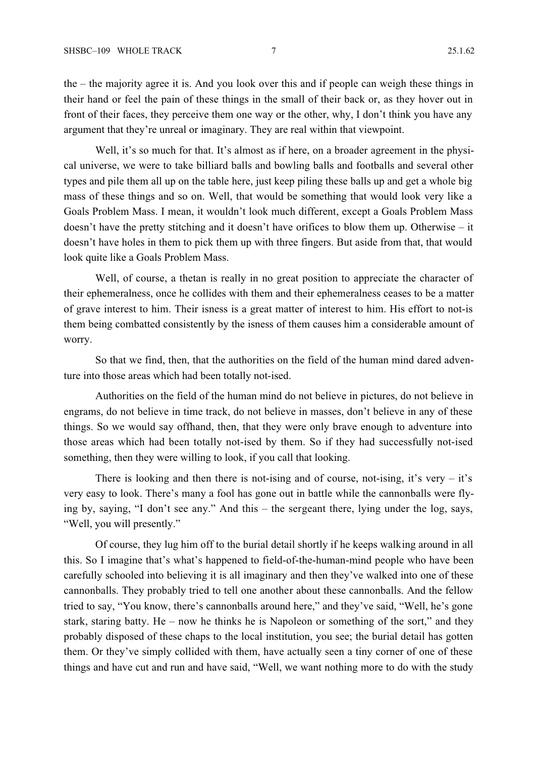the – the majority agree it is. And you look over this and if people can weigh these things in their hand or feel the pain of these things in the small of their back or, as they hover out in front of their faces, they perceive them one way or the other, why, I don't think you have any argument that they're unreal or imaginary. They are real within that viewpoint.

Well, it's so much for that. It's almost as if here, on a broader agreement in the physical universe, we were to take billiard balls and bowling balls and footballs and several other types and pile them all up on the table here, just keep piling these balls up and get a whole big mass of these things and so on. Well, that would be something that would look very like a Goals Problem Mass. I mean, it wouldn't look much different, except a Goals Problem Mass doesn't have the pretty stitching and it doesn't have orifices to blow them up. Otherwise – it doesn't have holes in them to pick them up with three fingers. But aside from that, that would look quite like a Goals Problem Mass.

Well, of course, a thetan is really in no great position to appreciate the character of their ephemeralness, once he collides with them and their ephemeralness ceases to be a matter of grave interest to him. Their isness is a great matter of interest to him. His effort to not-is them being combatted consistently by the isness of them causes him a considerable amount of worry.

So that we find, then, that the authorities on the field of the human mind dared adventure into those areas which had been totally not-ised.

Authorities on the field of the human mind do not believe in pictures, do not believe in engrams, do not believe in time track, do not believe in masses, don't believe in any of these things. So we would say offhand, then, that they were only brave enough to adventure into those areas which had been totally not-ised by them. So if they had successfully not-ised something, then they were willing to look, if you call that looking.

There is looking and then there is not-ising and of course, not-ising, it's very – it's very easy to look. There's many a fool has gone out in battle while the cannonballs were flying by, saying, "I don't see any." And this – the sergeant there, lying under the log, says, "Well, you will presently."

Of course, they lug him off to the burial detail shortly if he keeps walking around in all this. So I imagine that's what's happened to field-of-the-human-mind people who have been carefully schooled into believing it is all imaginary and then they've walked into one of these cannonballs. They probably tried to tell one another about these cannonballs. And the fellow tried to say, "You know, there's cannonballs around here," and they've said, "Well, he's gone stark, staring batty. He – now he thinks he is Napoleon or something of the sort," and they probably disposed of these chaps to the local institution, you see; the burial detail has gotten them. Or they've simply collided with them, have actually seen a tiny corner of one of these things and have cut and run and have said, "Well, we want nothing more to do with the study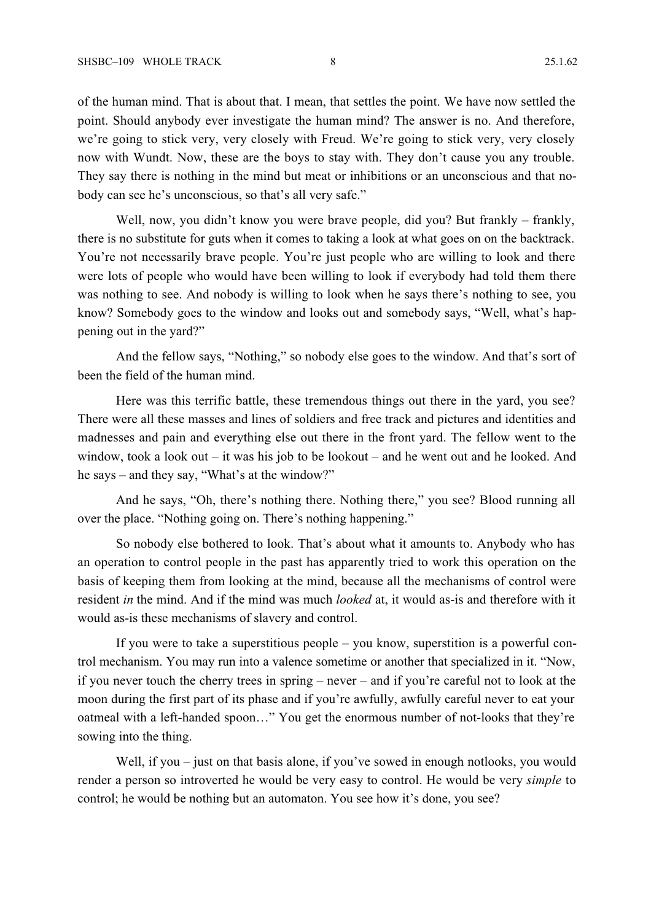of the human mind. That is about that. I mean, that settles the point. We have now settled the point. Should anybody ever investigate the human mind? The answer is no. And therefore, we're going to stick very, very closely with Freud. We're going to stick very, very closely now with Wundt. Now, these are the boys to stay with. They don't cause you any trouble. They say there is nothing in the mind but meat or inhibitions or an unconscious and that nobody can see he's unconscious, so that's all very safe."

Well, now, you didn't know you were brave people, did you? But frankly – frankly, there is no substitute for guts when it comes to taking a look at what goes on on the backtrack. You're not necessarily brave people. You're just people who are willing to look and there were lots of people who would have been willing to look if everybody had told them there was nothing to see. And nobody is willing to look when he says there's nothing to see, you know? Somebody goes to the window and looks out and somebody says, "Well, what's happening out in the yard?"

And the fellow says, "Nothing," so nobody else goes to the window. And that's sort of been the field of the human mind.

Here was this terrific battle, these tremendous things out there in the yard, you see? There were all these masses and lines of soldiers and free track and pictures and identities and madnesses and pain and everything else out there in the front yard. The fellow went to the window, took a look out – it was his job to be lookout – and he went out and he looked. And he says – and they say, "What's at the window?"

And he says, "Oh, there's nothing there. Nothing there," you see? Blood running all over the place. "Nothing going on. There's nothing happening."

So nobody else bothered to look. That's about what it amounts to. Anybody who has an operation to control people in the past has apparently tried to work this operation on the basis of keeping them from looking at the mind, because all the mechanisms of control were resident *in* the mind. And if the mind was much *looked* at, it would as-is and therefore with it would as-is these mechanisms of slavery and control.

If you were to take a superstitious people – you know, superstition is a powerful control mechanism. You may run into a valence sometime or another that specialized in it. "Now, if you never touch the cherry trees in spring – never – and if you're careful not to look at the moon during the first part of its phase and if you're awfully, awfully careful never to eat your oatmeal with a left-handed spoon…" You get the enormous number of not-looks that they're sowing into the thing.

Well, if you – just on that basis alone, if you've sowed in enough notlooks, you would render a person so introverted he would be very easy to control. He would be very *simple* to control; he would be nothing but an automaton. You see how it's done, you see?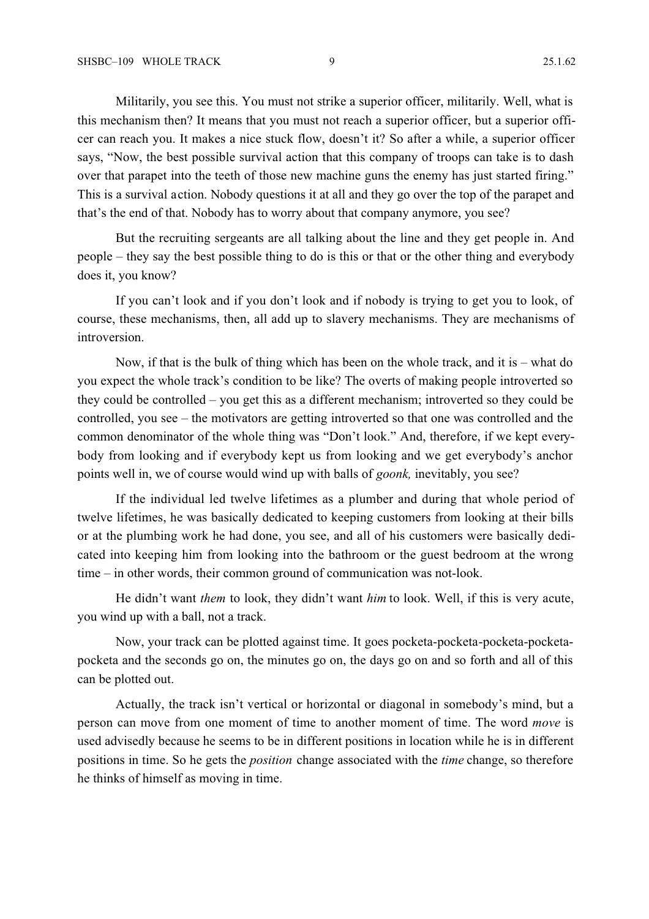Militarily, you see this. You must not strike a superior officer, militarily. Well, what is this mechanism then? It means that you must not reach a superior officer, but a superior officer can reach you. It makes a nice stuck flow, doesn't it? So after a while, a superior officer says, "Now, the best possible survival action that this company of troops can take is to dash over that parapet into the teeth of those new machine guns the enemy has just started firing." This is a survival action. Nobody questions it at all and they go over the top of the parapet and that's the end of that. Nobody has to worry about that company anymore, you see?

But the recruiting sergeants are all talking about the line and they get people in. And people – they say the best possible thing to do is this or that or the other thing and everybody does it, you know?

If you can't look and if you don't look and if nobody is trying to get you to look, of course, these mechanisms, then, all add up to slavery mechanisms. They are mechanisms of introversion.

Now, if that is the bulk of thing which has been on the whole track, and it is – what do you expect the whole track's condition to be like? The overts of making people introverted so they could be controlled – you get this as a different mechanism; introverted so they could be controlled, you see – the motivators are getting introverted so that one was controlled and the common denominator of the whole thing was "Don't look." And, therefore, if we kept everybody from looking and if everybody kept us from looking and we get everybody's anchor points well in, we of course would wind up with balls of *goonk,* inevitably, you see?

If the individual led twelve lifetimes as a plumber and during that whole period of twelve lifetimes, he was basically dedicated to keeping customers from looking at their bills or at the plumbing work he had done, you see, and all of his customers were basically dedicated into keeping him from looking into the bathroom or the guest bedroom at the wrong time – in other words, their common ground of communication was not-look.

He didn't want *them* to look, they didn't want *him* to look. Well, if this is very acute, you wind up with a ball, not a track.

Now, your track can be plotted against time. It goes pocketa-pocketa-pocketa-pocketa-pocketa and the seconds go on, the minutes go on, the days go on and so forth and all of this can be plotted out.

Actually, the track isn't vertical or horizontal or diagonal in somebody's mind, but a person can move from one moment of time to another moment of time. The word *move* is used advisedly because he seems to be in different positions in location while he is in different positions in time. So he gets the *position* change associated with the *time* change, so therefore he thinks of himself as moving in time.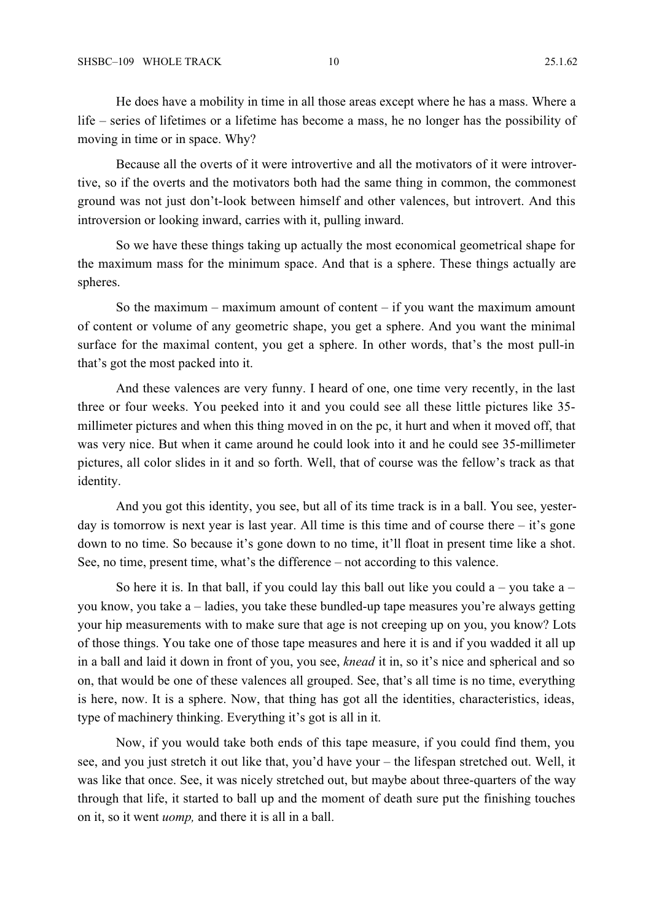He does have a mobility in time in all those areas except where he has a mass. Where a life – series of lifetimes or a lifetime has become a mass, he no longer has the possibility of moving in time or in space. Why?

Because all the overts of it were introvertive and all the motivators of it were introvertive, so if the overts and the motivators both had the same thing in common, the commonest ground was not just don't-look between himself and other valences, but introvert. And this introversion or looking inward, carries with it, pulling inward.

So we have these things taking up actually the most economical geometrical shape for the maximum mass for the minimum space. And that is a sphere. These things actually are spheres.

So the maximum – maximum amount of content – if you want the maximum amount of content or volume of any geometric shape, you get a sphere. And you want the minimal surface for the maximal content, you get a sphere. In other words, that's the most pull-in that's got the most packed into it.

And these valences are very funny. I heard of one, one time very recently, in the last three or four weeks. You peeked into it and you could see all these little pictures like 35-millimeter pictures and when this thing moved in on the pc, it hurt and when it moved off, that was very nice. But when it came around he could look into it and he could see 35-millimeter pictures, all color slides in it and so forth. Well, that of course was the fellow's track as that identity.

And you got this identity, you see, but all of its time track is in a ball. You see, yesterday is tomorrow is next year is last year. All time is this time and of course there – it's gone down to no time. So because it's gone down to no time, it'll float in present time like a shot. See, no time, present time, what's the difference – not according to this valence.

So here it is. In that ball, if you could lay this ball out like you could a – you take a – you know, you take a – ladies, you take these bundled-up tape measures you're always getting your hip measurements with to make sure that age is not creeping up on you, you know? Lots of those things. You take one of those tape measures and here it is and if you wadded it all up in a ball and laid it down in front of you, you see, *knead* it in, so it's nice and spherical and so on, that would be one of these valences all grouped. See, that's all time is no time, everything is here, now. It is a sphere. Now, that thing has got all the identities, characteristics, ideas, type of machinery thinking. Everything it's got is all in it.

Now, if you would take both ends of this tape measure, if you could find them, you see, and you just stretch it out like that, you'd have your – the lifespan stretched out. Well, it was like that once. See, it was nicely stretched out, but maybe about three-quarters of the way through that life, it started to ball up and the moment of death sure put the finishing touches on it, so it went *uomp,* and there it is all in a ball.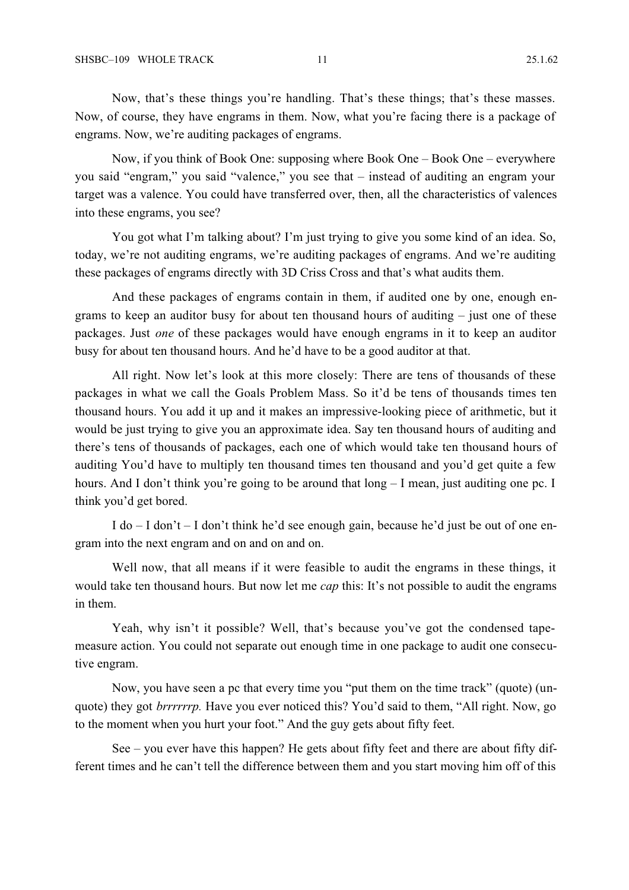Now, that's these things you're handling. That's these things; that's these masses. Now, of course, they have engrams in them. Now, what you're facing there is a package of engrams. Now, we're auditing packages of engrams.

Now, if you think of Book One: supposing where Book One – Book One – everywhere you said "engram," you said "valence," you see that – instead of auditing an engram your target was a valence. You could have transferred over, then, all the characteristics of valences into these engrams, you see?

You got what I'm talking about? I'm just trying to give you some kind of an idea. So, today, we're not auditing engrams, we're auditing packages of engrams. And we're auditing these packages of engrams directly with 3D Criss Cross and that's what audits them.

And these packages of engrams contain in them, if audited one by one, enough engrams to keep an auditor busy for about ten thousand hours of auditing – just one of these packages. Just *one* of these packages would have enough engrams in it to keep an auditor busy for about ten thousand hours. And he'd have to be a good auditor at that.

All right. Now let's look at this more closely: There are tens of thousands of these packages in what we call the Goals Problem Mass. So it'd be tens of thousands times ten thousand hours. You add it up and it makes an impressive-looking piece of arithmetic, but it would be just trying to give you an approximate idea. Say ten thousand hours of auditing and there's tens of thousands of packages, each one of which would take ten thousand hours of auditing You'd have to multiply ten thousand times ten thousand and you'd get quite a few hours. And I don't think you're going to be around that long – I mean, just auditing one pc. I think you'd get bored.

I do – I don't – I don't think he'd see enough gain, because he'd just be out of one engram into the next engram and on and on and on.

Well now, that all means if it were feasible to audit the engrams in these things, it would take ten thousand hours. But now let me *cap* this: It's not possible to audit the engrams in them.

Yeah, why isn't it possible? Well, that's because you've got the condensed tape-measure action. You could not separate out enough time in one package to audit one consecutive engram.

Now, you have seen a pc that every time you "put them on the time track" (quote) (unquote) they got *brrrrrrp.* Have you ever noticed this? You'd said to them, "All right. Now, go to the moment when you hurt your foot." And the guy gets about fifty feet.

See – you ever have this happen? He gets about fifty feet and there are about fifty different times and he can't tell the difference between them and you start moving him off of this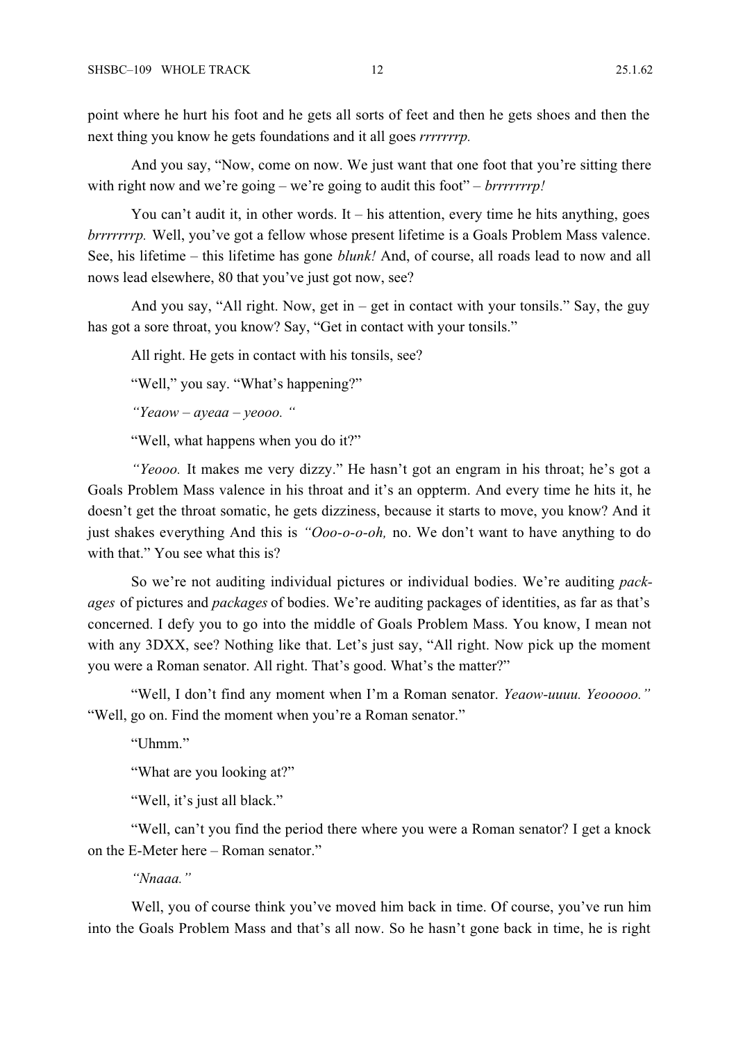point where he hurt his foot and he gets all sorts of feet and then he gets shoes and then the next thing you know he gets foundations and it all goes *rrrrrrrp.*

And you say, "Now, come on now. We just want that one foot that you're sitting there with right now and we're going – we're going to audit this foot" – *brrrrrrrp!*

You can't audit it, in other words. It – his attention, every time he hits anything, goes *brrrrrrrp.* Well, you've got a fellow whose present lifetime is a Goals Problem Mass valence. See, his lifetime – this lifetime has gone *blunk!* And, of course, all roads lead to now and all nows lead elsewhere, 80 that you've just got now, see?

And you say, "All right. Now, get in – get in contact with your tonsils." Say, the guy has got a sore throat, you know? Say, "Get in contact with your tonsils."

All right. He gets in contact with his tonsils, see?

"Well," you say. "What's happening?"

*"Yeaow – ayeaa – yeooo. "*

"Well, what happens when you do it?"

*"Yeooo.* It makes me very dizzy." He hasn't got an engram in his throat; he's got a Goals Problem Mass valence in his throat and it's an oppterm. And every time he hits it, he doesn't get the throat somatic, he gets dizziness, because it starts to move, you know? And it just shakes everything And this is *"Ooo-o-o-oh,* no. We don't want to have anything to do with that." You see what this is?

So we're not auditing individual pictures or individual bodies. We're auditing *packages* of pictures and *packages* of bodies. We're auditing packages of identities, as far as that's concerned. I defy you to go into the middle of Goals Problem Mass. You know, I mean not with any 3DXX, see? Nothing like that. Let's just say, "All right. Now pick up the moment you were a Roman senator. All right. That's good. What's the matter?"

"Well, I don't find any moment when I'm a Roman senator. *Yeaow-uuuu. Yeooooo."* "Well, go on. Find the moment when you're a Roman senator."

"Uhmm."

"What are you looking at?"

"Well, it's just all black."

"Well, can't you find the period there where you were a Roman senator? I get a knock on the E-Meter here – Roman senator."

*"Nnaaa."*

Well, you of course think you've moved him back in time. Of course, you've run him into the Goals Problem Mass and that's all now. So he hasn't gone back in time, he is right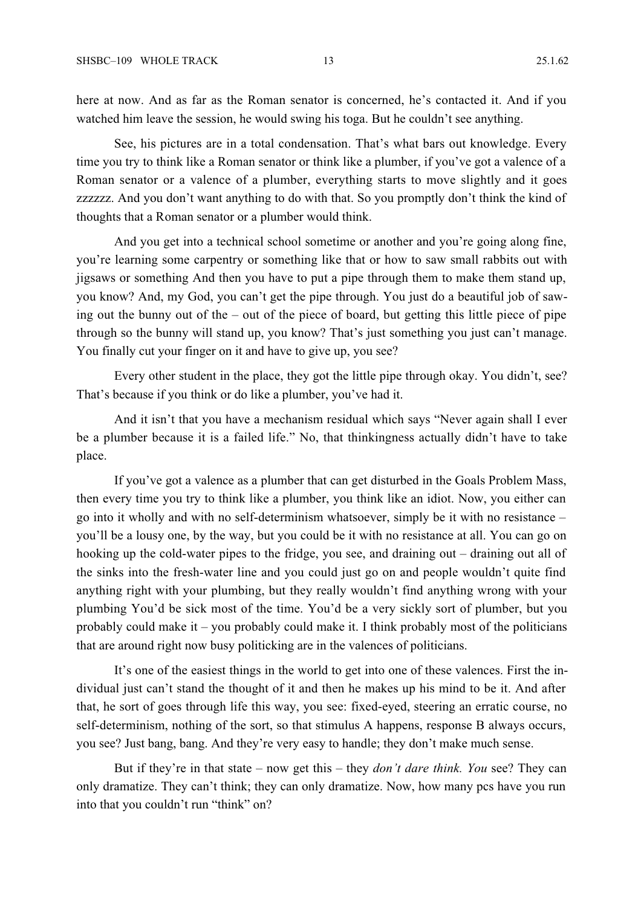here at now. And as far as the Roman senator is concerned, he's contacted it. And if you watched him leave the session, he would swing his toga. But he couldn't see anything.

See, his pictures are in a total condensation. That's what bars out knowledge. Every time you try to think like a Roman senator or think like a plumber, if you've got a valence of a Roman senator or a valence of a plumber, everything starts to move slightly and it goes zzzzzz. And you don't want anything to do with that. So you promptly don't think the kind of thoughts that a Roman senator or a plumber would think.

And you get into a technical school sometime or another and you're going along fine, you're learning some carpentry or something like that or how to saw small rabbits out with jigsaws or something And then you have to put a pipe through them to make them stand up, you know? And, my God, you can't get the pipe through. You just do a beautiful job of sawing out the bunny out of the – out of the piece of board, but getting this little piece of pipe through so the bunny will stand up, you know? That's just something you just can't manage. You finally cut your finger on it and have to give up, you see?

Every other student in the place, they got the little pipe through okay. You didn't, see? That's because if you think or do like a plumber, you've had it.

And it isn't that you have a mechanism residual which says "Never again shall I ever be a plumber because it is a failed life." No, that thinkingness actually didn't have to take place.

If you've got a valence as a plumber that can get disturbed in the Goals Problem Mass, then every time you try to think like a plumber, you think like an idiot. Now, you either can go into it wholly and with no self-determinism whatsoever, simply be it with no resistance – you'll be a lousy one, by the way, but you could be it with no resistance at all. You can go on hooking up the cold-water pipes to the fridge, you see, and draining out – draining out all of the sinks into the fresh-water line and you could just go on and people wouldn't quite find anything right with your plumbing, but they really wouldn't find anything wrong with your plumbing You'd be sick most of the time. You'd be a very sickly sort of plumber, but you probably could make it – you probably could make it. I think probably most of the politicians that are around right now busy politicking are in the valences of politicians.

It's one of the easiest things in the world to get into one of these valences. First the individual just can't stand the thought of it and then he makes up his mind to be it. And after that, he sort of goes through life this way, you see: fixed-eyed, steering an erratic course, no self-determinism, nothing of the sort, so that stimulus A happens, response B always occurs, you see? Just bang, bang. And they're very easy to handle; they don't make much sense.

But if they're in that state – now get this – they *don't dare think. You* see? They can only dramatize. They can't think; they can only dramatize. Now, how many pcs have you run into that you couldn't run "think" on?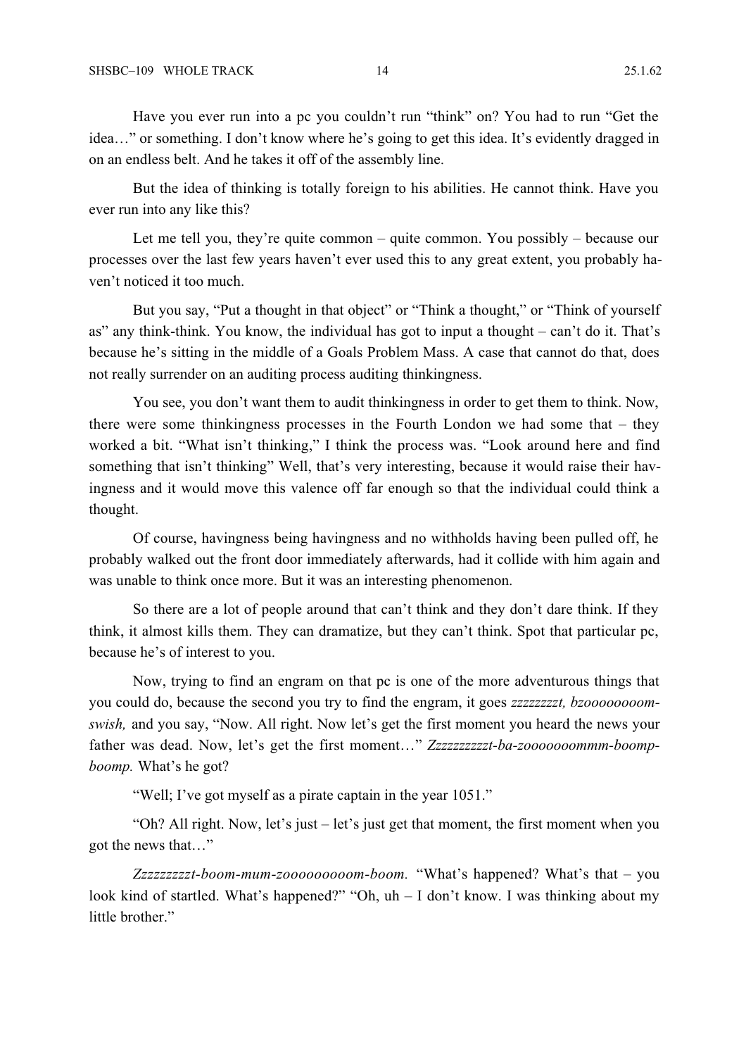Have you ever run into a pc you couldn't run "think" on? You had to run "Get the idea…" or something. I don't know where he's going to get this idea. It's evidently dragged in on an endless belt. And he takes it off of the assembly line.

But the idea of thinking is totally foreign to his abilities. He cannot think. Have you ever run into any like this?

Let me tell you, they're quite common – quite common. You possibly – because our processes over the last few years haven't ever used this to any great extent, you probably haven't noticed it too much.

But you say, "Put a thought in that object" or "Think a thought," or "Think of yourself as" any think-think. You know, the individual has got to input a thought – can't do it. That's because he's sitting in the middle of a Goals Problem Mass. A case that cannot do that, does not really surrender on an auditing process auditing thinkingness.

You see, you don't want them to audit thinkingness in order to get them to think. Now, there were some thinkingness processes in the Fourth London we had some that – they worked a bit. "What isn't thinking," I think the process was. "Look around here and find something that isn't thinking" Well, that's very interesting, because it would raise their havingness and it would move this valence off far enough so that the individual could think a thought.

Of course, havingness being havingness and no withholds having been pulled off, he probably walked out the front door immediately afterwards, had it collide with him again and was unable to think once more. But it was an interesting phenomenon.

So there are a lot of people around that can't think and they don't dare think. If they think, it almost kills them. They can dramatize, but they can't think. Spot that particular pc, because he's of interest to you.

Now, trying to find an engram on that pc is one of the more adventurous things that you could do, because the second you try to find the engram, it goes *zzzzzzzzt, bzoooooooom-swish,* and you say, "Now. All right. Now let's get the first moment you heard the news your father was dead. Now, let's get the first moment…" *Zzzzzzzzzt-ba-zooooooommm-boomp-boomp.* What's he got?

"Well; I've got myself as a pirate captain in the year 1051."

"Oh? All right. Now, let's just – let's just get that moment, the first moment when you got the news that…"

*Zzzzzzzzzt-boom-mum-zooooooooom-boom.* "What's happened? What's that – you look kind of startled. What's happened?" "Oh, uh – I don't know. I was thinking about my little brother."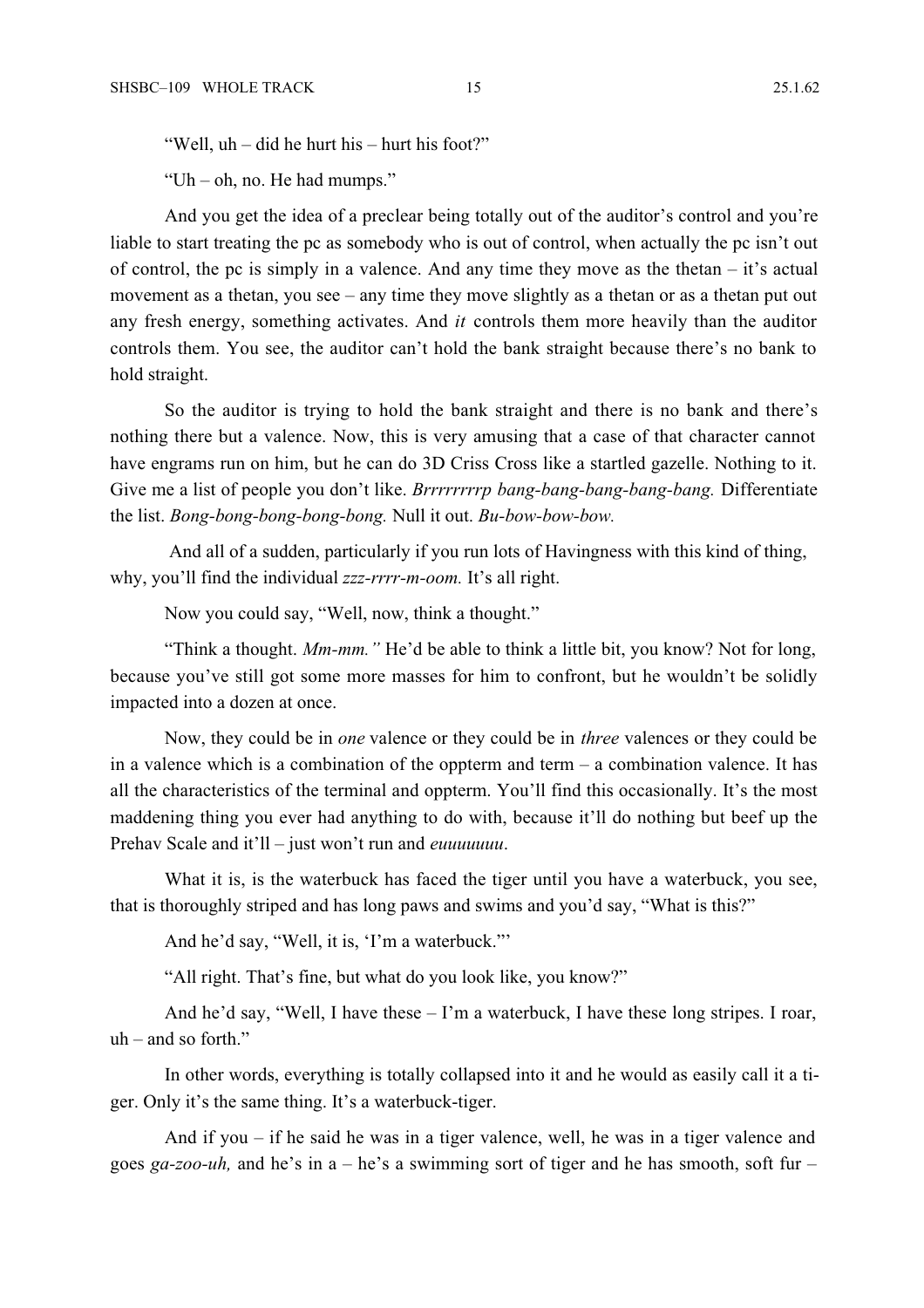"Well, uh – did he hurt his – hurt his foot?"

"Uh – oh, no. He had mumps."

And you get the idea of a preclear being totally out of the auditor's control and you're liable to start treating the pc as somebody who is out of control, when actually the pc isn't out of control, the pc is simply in a valence. And any time they move as the thetan – it's actual movement as a thetan, you see – any time they move slightly as a thetan or as a thetan put out any fresh energy, something activates. And *it* controls them more heavily than the auditor controls them. You see, the auditor can't hold the bank straight because there's no bank to hold straight.

So the auditor is trying to hold the bank straight and there is no bank and there's nothing there but a valence. Now, this is very amusing that a case of that character cannot have engrams run on him, but he can do 3D Criss Cross like a startled gazelle. Nothing to it. Give me a list of people you don't like. *Brrrrrrrrp bang-bang-bang-bang-bang.* Differentiate the list. *Bong-bong-bong-bong-bong.* Null it out. *Bu-bow-bow-bow.*

And all of a sudden, particularly if you run lots of Havingness with this kind of thing, why, you'll find the individual *zzz-rrrr-m-oom.* It's all right.

Now you could say, "Well, now, think a thought."

"Think a thought. *Mm-mm."* He'd be able to think a little bit, you know? Not for long, because you've still got some more masses for him to confront, but he wouldn't be solidly impacted into a dozen at once.

Now, they could be in *one* valence or they could be in *three* valences or they could be in a valence which is a combination of the oppterm and term – a combination valence. It has all the characteristics of the terminal and oppterm. You'll find this occasionally. It's the most maddening thing you ever had anything to do with, because it'll do nothing but beef up the Prehav Scale and it'll – just won't run and *euuuuuuu*.

What it is, is the waterbuck has faced the tiger until you have a waterbuck, you see, that is thoroughly striped and has long paws and swims and you'd say, "What is this?"

And he'd say, "Well, it is, 'I'm a waterbuck.'"

"All right. That's fine, but what do you look like, you know?"

And he'd say, "Well, I have these – I'm a waterbuck, I have these long stripes. I roar, uh – and so forth."

In other words, everything is totally collapsed into it and he would as easily call it a tiger. Only it's the same thing. It's a waterbuck-tiger.

And if you – if he said he was in a tiger valence, well, he was in a tiger valence and goes *ga-zoo-uh,* and he's in a – he's a swimming sort of tiger and he has smooth, soft fur –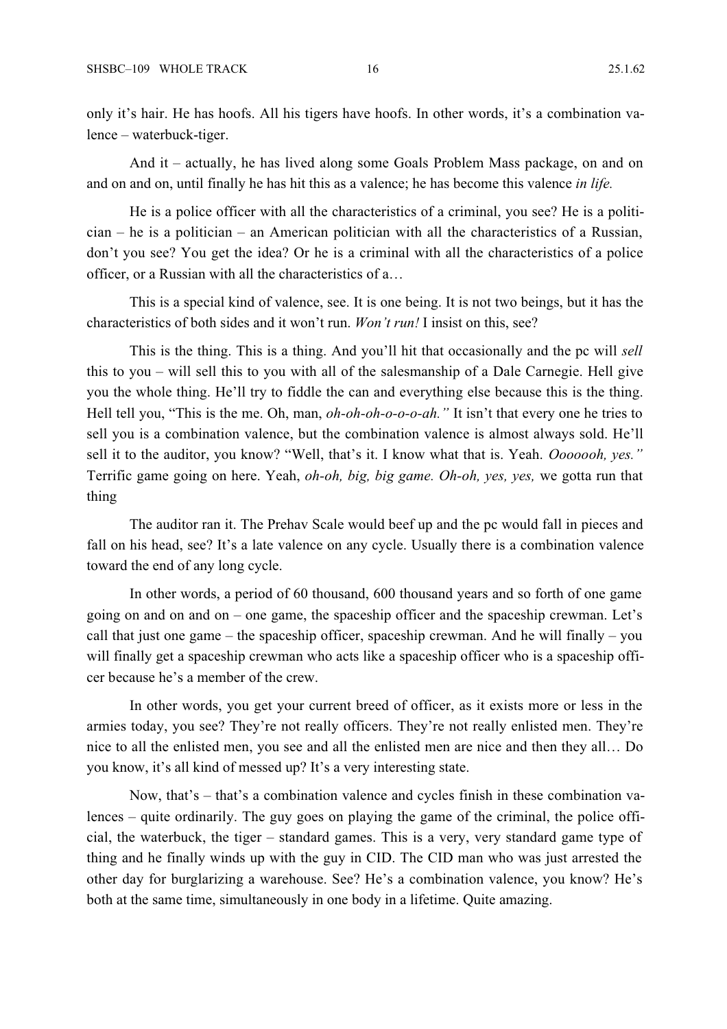only it's hair. He has hoofs. All his tigers have hoofs. In other words, it's a combination valence – waterbuck-tiger.

And it – actually, he has lived along some Goals Problem Mass package, on and on and on and on, until finally he has hit this as a valence; he has become this valence *in life.*

He is a police officer with all the characteristics of a criminal, you see? He is a politician – he is a politician – an American politician with all the characteristics of a Russian, don't you see? You get the idea? Or he is a criminal with all the characteristics of a police officer, or a Russian with all the characteristics of a…

This is a special kind of valence, see. It is one being. It is not two beings, but it has the characteristics of both sides and it won't run. *Won't run!* I insist on this, see?

This is the thing. This is a thing. And you'll hit that occasionally and the pc will *sell* this to you – will sell this to you with all of the salesmanship of a Dale Carnegie. Hell give you the whole thing. He'll try to fiddle the can and everything else because this is the thing. Hell tell you, "This is the me. Oh, man, *oh-oh-oh-o-o-o-ah."* It isn't that every one he tries to sell you is a combination valence, but the combination valence is almost always sold. He'll sell it to the auditor, you know? "Well, that's it. I know what that is. Yeah. *Ooooooh, yes."* Terrific game going on here. Yeah, *oh-oh, big, big game. Oh-oh, yes, yes,* we gotta run that thing

The auditor ran it. The Prehav Scale would beef up and the pc would fall in pieces and fall on his head, see? It's a late valence on any cycle. Usually there is a combination valence toward the end of any long cycle.

In other words, a period of 60 thousand, 600 thousand years and so forth of one game going on and on and on – one game, the spaceship officer and the spaceship crewman. Let's call that just one game – the spaceship officer, spaceship crewman. And he will finally – you will finally get a spaceship crewman who acts like a spaceship officer who is a spaceship officer because he's a member of the crew.

In other words, you get your current breed of officer, as it exists more or less in the armies today, you see? They're not really officers. They're not really enlisted men. They're nice to all the enlisted men, you see and all the enlisted men are nice and then they all… Do you know, it's all kind of messed up? It's a very interesting state.

Now, that's – that's a combination valence and cycles finish in these combination valences – quite ordinarily. The guy goes on playing the game of the criminal, the police official, the waterbuck, the tiger – standard games. This is a very, very standard game type of thing and he finally winds up with the guy in CID. The CID man who was just arrested the other day for burglarizing a warehouse. See? He's a combination valence, you know? He's both at the same time, simultaneously in one body in a lifetime. Quite amazing.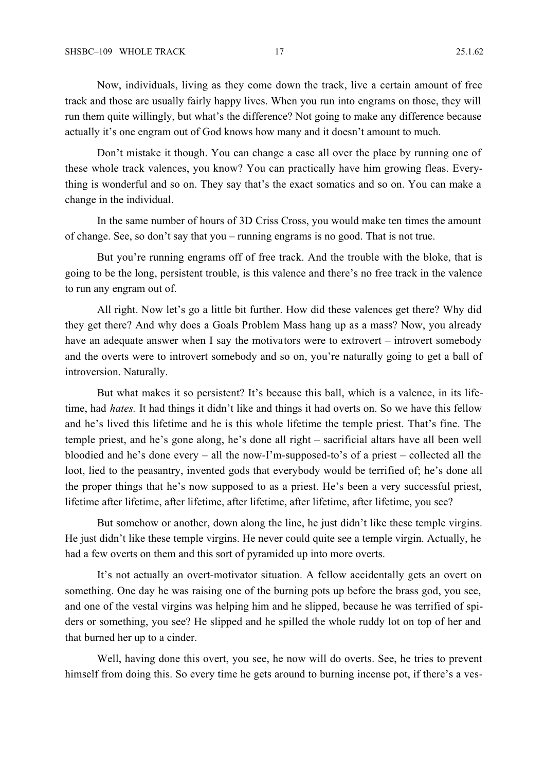Now, individuals, living as they come down the track, live a certain amount of free track and those are usually fairly happy lives. When you run into engrams on those, they will run them quite willingly, but what's the difference? Not going to make any difference because actually it's one engram out of God knows how many and it doesn't amount to much.

Don't mistake it though. You can change a case all over the place by running one of these whole track valences, you know? You can practically have him growing fleas. Everything is wonderful and so on. They say that's the exact somatics and so on. You can make a change in the individual.

In the same number of hours of 3D Criss Cross, you would make ten times the amount of change. See, so don't say that you – running engrams is no good. That is not true.

But you're running engrams off of free track. And the trouble with the bloke, that is going to be the long, persistent trouble, is this valence and there's no free track in the valence to run any engram out of.

All right. Now let's go a little bit further. How did these valences get there? Why did they get there? And why does a Goals Problem Mass hang up as a mass? Now, you already have an adequate answer when I say the motivators were to extrovert – introvert somebody and the overts were to introvert somebody and so on, you're naturally going to get a ball of introversion. Naturally.

But what makes it so persistent? It's because this ball, which is a valence, in its lifetime, had *hates.* It had things it didn't like and things it had overts on. So we have this fellow and he's lived this lifetime and he is this whole lifetime the temple priest. That's fine. The temple priest, and he's gone along, he's done all right – sacrificial altars have all been well bloodied and he's done every – all the now-I'm-supposed-to's of a priest – collected all the loot, lied to the peasantry, invented gods that everybody would be terrified of; he's done all the proper things that he's now supposed to as a priest. He's been a very successful priest, lifetime after lifetime, after lifetime, after lifetime, after lifetime, after lifetime, you see?

But somehow or another, down along the line, he just didn't like these temple virgins. He just didn't like these temple virgins. He never could quite see a temple virgin. Actually, he had a few overts on them and this sort of pyramided up into more overts.

It's not actually an overt-motivator situation. A fellow accidentally gets an overt on something. One day he was raising one of the burning pots up before the brass god, you see, and one of the vestal virgins was helping him and he slipped, because he was terrified of spiders or something, you see? He slipped and he spilled the whole ruddy lot on top of her and that burned her up to a cinder.

Well, having done this overt, you see, he now will do overts. See, he tries to prevent himself from doing this. So every time he gets around to burning incense pot, if there's a ves-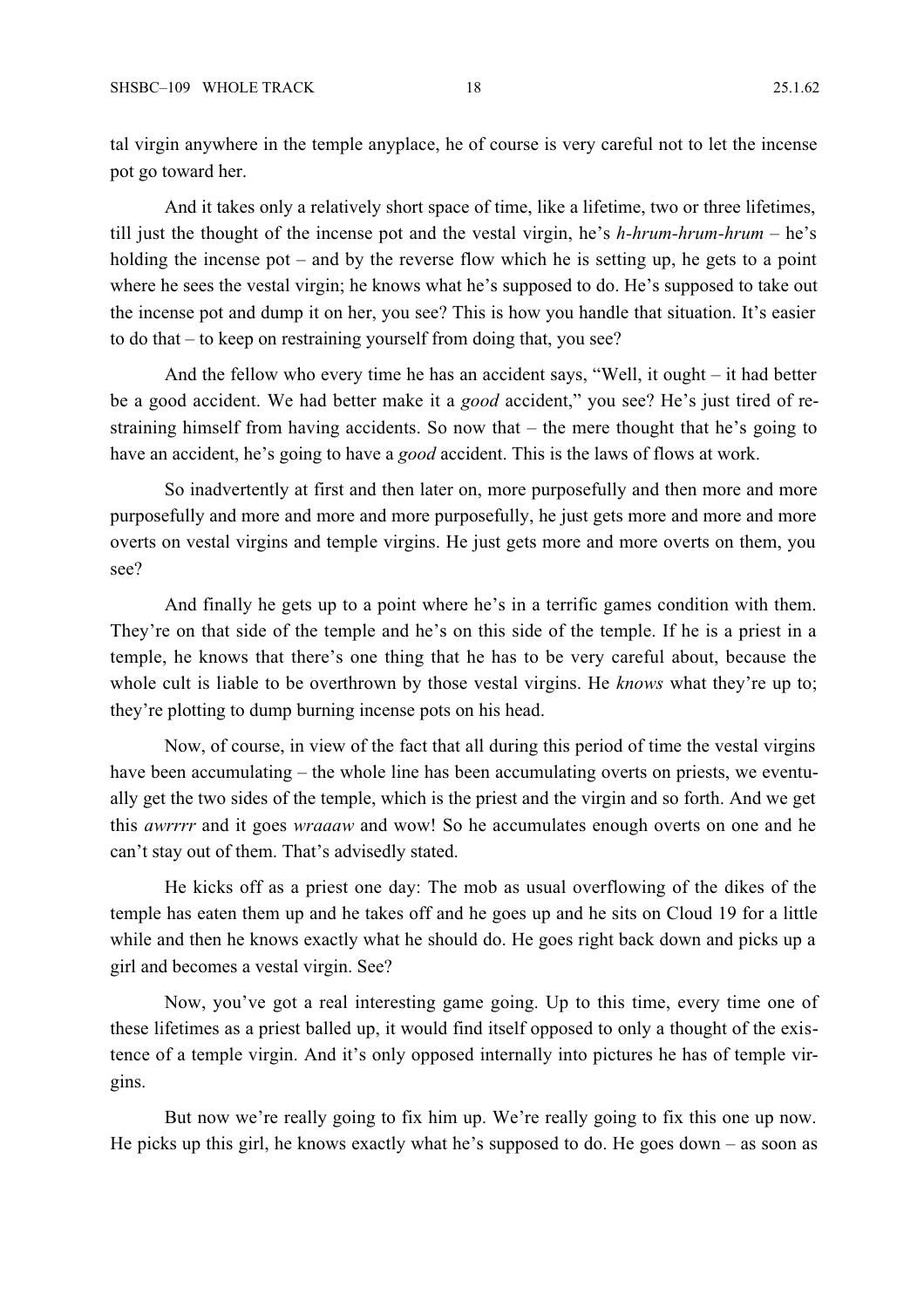tal virgin anywhere in the temple anyplace, he of course is very careful not to let the incense pot go toward her.

And it takes only a relatively short space of time, like a lifetime, two or three lifetimes, till just the thought of the incense pot and the vestal virgin, he's *h-hrum-hrum-hrum* – he's holding the incense pot – and by the reverse flow which he is setting up, he gets to a point where he sees the vestal virgin; he knows what he's supposed to do. He's supposed to take out the incense pot and dump it on her, you see? This is how you handle that situation. It's easier to do that – to keep on restraining yourself from doing that, you see?

And the fellow who every time he has an accident says, "Well, it ought – it had better be a good accident. We had better make it a *good* accident," you see? He's just tired of restraining himself from having accidents. So now that – the mere thought that he's going to have an accident, he's going to have a *good* accident. This is the laws of flows at work.

So inadvertently at first and then later on, more purposefully and then more and more purposefully and more and more and more purposefully, he just gets more and more and more overts on vestal virgins and temple virgins. He just gets more and more overts on them, you see?

And finally he gets up to a point where he's in a terrific games condition with them. They're on that side of the temple and he's on this side of the temple. If he is a priest in a temple, he knows that there's one thing that he has to be very careful about, because the whole cult is liable to be overthrown by those vestal virgins. He *knows* what they're up to; they're plotting to dump burning incense pots on his head.

Now, of course, in view of the fact that all during this period of time the vestal virgins have been accumulating – the whole line has been accumulating overts on priests, we eventually get the two sides of the temple, which is the priest and the virgin and so forth. And we get this *awrrrr* and it goes *wraaaw* and wow! So he accumulates enough overts on one and he can't stay out of them. That's advisedly stated.

He kicks off as a priest one day: The mob as usual overflowing of the dikes of the temple has eaten them up and he takes off and he goes up and he sits on Cloud 19 for a little while and then he knows exactly what he should do. He goes right back down and picks up a girl and becomes a vestal virgin. See?

Now, you've got a real interesting game going. Up to this time, every time one of these lifetimes as a priest balled up, it would find itself opposed to only a thought of the existence of a temple virgin. And it's only opposed internally into pictures he has of temple virgins.

But now we're really going to fix him up. We're really going to fix this one up now. He picks up this girl, he knows exactly what he's supposed to do. He goes down – as soon as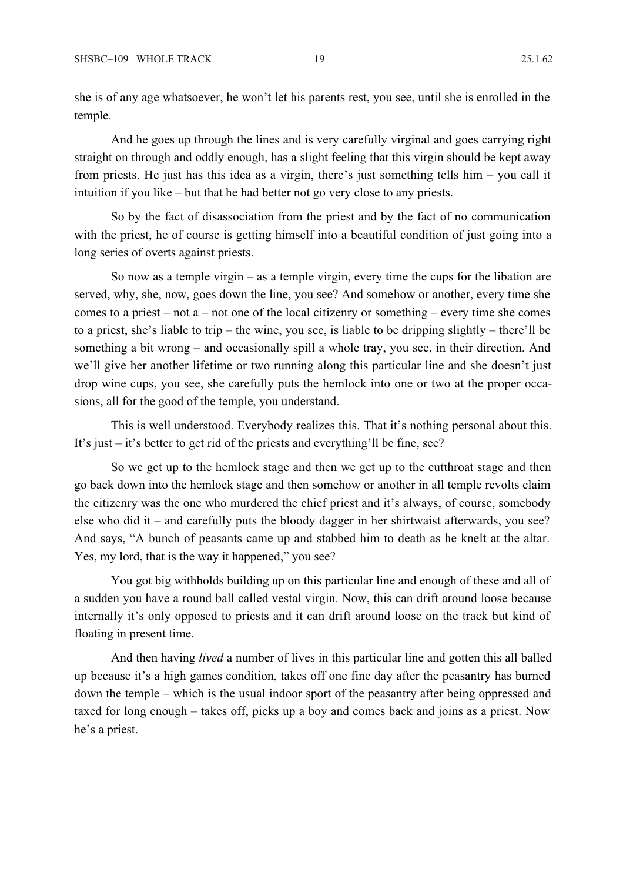she is of any age whatsoever, he won't let his parents rest, you see, until she is enrolled in the temple.

And he goes up through the lines and is very carefully virginal and goes carrying right straight on through and oddly enough, has a slight feeling that this virgin should be kept away from priests. He just has this idea as a virgin, there's just something tells him – you call it intuition if you like – but that he had better not go very close to any priests.

So by the fact of disassociation from the priest and by the fact of no communication with the priest, he of course is getting himself into a beautiful condition of just going into a long series of overts against priests.

So now as a temple virgin – as a temple virgin, every time the cups for the libation are served, why, she, now, goes down the line, you see? And somehow or another, every time she comes to a priest – not a – not one of the local citizenry or something – every time she comes to a priest, she's liable to trip – the wine, you see, is liable to be dripping slightly – there'll be something a bit wrong – and occasionally spill a whole tray, you see, in their direction. And we'll give her another lifetime or two running along this particular line and she doesn't just drop wine cups, you see, she carefully puts the hemlock into one or two at the proper occasions, all for the good of the temple, you understand.

This is well understood. Everybody realizes this. That it's nothing personal about this. It's just – it's better to get rid of the priests and everything'll be fine, see?

So we get up to the hemlock stage and then we get up to the cutthroat stage and then go back down into the hemlock stage and then somehow or another in all temple revolts claim the citizenry was the one who murdered the chief priest and it's always, of course, somebody else who did it – and carefully puts the bloody dagger in her shirtwaist afterwards, you see? And says, "A bunch of peasants came up and stabbed him to death as he knelt at the altar. Yes, my lord, that is the way it happened," you see?

You got big withholds building up on this particular line and enough of these and all of a sudden you have a round ball called vestal virgin. Now, this can drift around loose because internally it's only opposed to priests and it can drift around loose on the track but kind of floating in present time.

And then having *lived* a number of lives in this particular line and gotten this all balled up because it's a high games condition, takes off one fine day after the peasantry has burned down the temple – which is the usual indoor sport of the peasantry after being oppressed and taxed for long enough – takes off, picks up a boy and comes back and joins as a priest. Now he's a priest.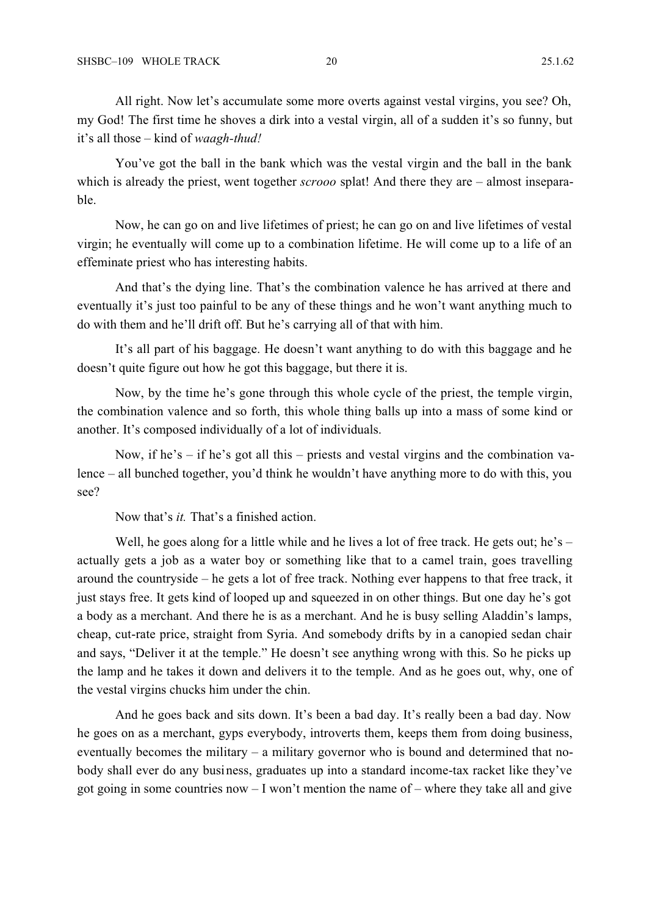All right. Now let's accumulate some more overts against vestal virgins, you see? Oh, my God! The first time he shoves a dirk into a vestal virgin, all of a sudden it's so funny, but it's all those – kind of *waagh-thud!*

You've got the ball in the bank which was the vestal virgin and the ball in the bank which is already the priest, went together *scrooo* splat! And there they are – almost inseparable.

Now, he can go on and live lifetimes of priest; he can go on and live lifetimes of vestal virgin; he eventually will come up to a combination lifetime. He will come up to a life of an effeminate priest who has interesting habits.

And that's the dying line. That's the combination valence he has arrived at there and eventually it's just too painful to be any of these things and he won't want anything much to do with them and he'll drift off. But he's carrying all of that with him.

It's all part of his baggage. He doesn't want anything to do with this baggage and he doesn't quite figure out how he got this baggage, but there it is.

Now, by the time he's gone through this whole cycle of the priest, the temple virgin, the combination valence and so forth, this whole thing balls up into a mass of some kind or another. It's composed individually of a lot of individuals.

Now, if he's – if he's got all this – priests and vestal virgins and the combination valence – all bunched together, you'd think he wouldn't have anything more to do with this, you see?

Now that's *it.* That's a finished action.

Well, he goes along for a little while and he lives a lot of free track. He gets out; he's – actually gets a job as a water boy or something like that to a camel train, goes travelling around the countryside – he gets a lot of free track. Nothing ever happens to that free track, it just stays free. It gets kind of looped up and squeezed in on other things. But one day he's got a body as a merchant. And there he is as a merchant. And he is busy selling Aladdin's lamps, cheap, cut-rate price, straight from Syria. And somebody drifts by in a canopied sedan chair and says, "Deliver it at the temple." He doesn't see anything wrong with this. So he picks up the lamp and he takes it down and delivers it to the temple. And as he goes out, why, one of the vestal virgins chucks him under the chin.

And he goes back and sits down. It's been a bad day. It's really been a bad day. Now he goes on as a merchant, gyps everybody, introverts them, keeps them from doing business, eventually becomes the military – a military governor who is bound and determined that nobody shall ever do any business, graduates up into a standard income-tax racket like they've got going in some countries now – I won't mention the name of – where they take all and give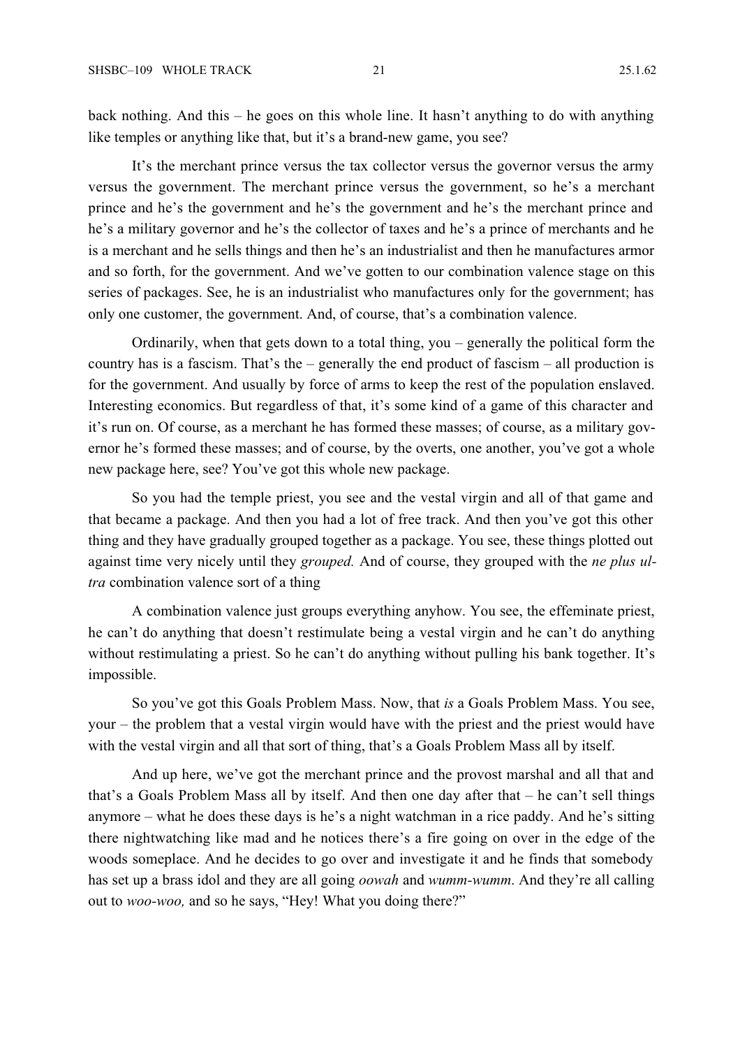back nothing. And this – he goes on this whole line. It hasn't anything to do with anything like temples or anything like that, but it's a brand-new game, you see?

It's the merchant prince versus the tax collector versus the governor versus the army versus the government. The merchant prince versus the government, so he's a merchant prince and he's the government and he's the government and he's the merchant prince and he's a military governor and he's the collector of taxes and he's a prince of merchants and he is a merchant and he sells things and then he's an industrialist and then he manufactures armor and so forth, for the government. And we've gotten to our combination valence stage on this series of packages. See, he is an industrialist who manufactures only for the government; has only one customer, the government. And, of course, that's a combination valence.

Ordinarily, when that gets down to a total thing, you – generally the political form the country has is a fascism. That's the – generally the end product of fascism – all production is for the government. And usually by force of arms to keep the rest of the population enslaved. Interesting economics. But regardless of that, it's some kind of a game of this character and it's run on. Of course, as a merchant he has formed these masses; of course, as a military governor he's formed these masses; and of course, by the overts, one another, you've got a whole new package here, see? You've got this whole new package.

So you had the temple priest, you see and the vestal virgin and all of that game and that became a package. And then you had a lot of free track. And then you've got this other thing and they have gradually grouped together as a package. You see, these things plotted out against time very nicely until they *grouped.* And of course, they grouped with the *ne plus ultra* combination valence sort of a thing

A combination valence just groups everything anyhow. You see, the effeminate priest, he can't do anything that doesn't restimulate being a vestal virgin and he can't do anything without restimulating a priest. So he can't do anything without pulling his bank together. It's impossible.

So you've got this Goals Problem Mass. Now, that *is* a Goals Problem Mass. You see, your – the problem that a vestal virgin would have with the priest and the priest would have with the vestal virgin and all that sort of thing, that's a Goals Problem Mass all by itself.

And up here, we've got the merchant prince and the provost marshal and all that and that's a Goals Problem Mass all by itself. And then one day after that – he can't sell things anymore – what he does these days is he's a night watchman in a rice paddy. And he's sitting there nightwatching like mad and he notices there's a fire going on over in the edge of the woods someplace. And he decides to go over and investigate it and he finds that somebody has set up a brass idol and they are all going *oowah* and *wumm-wumm*. And they're all calling out to *woo-woo,* and so he says, "Hey! What you doing there?"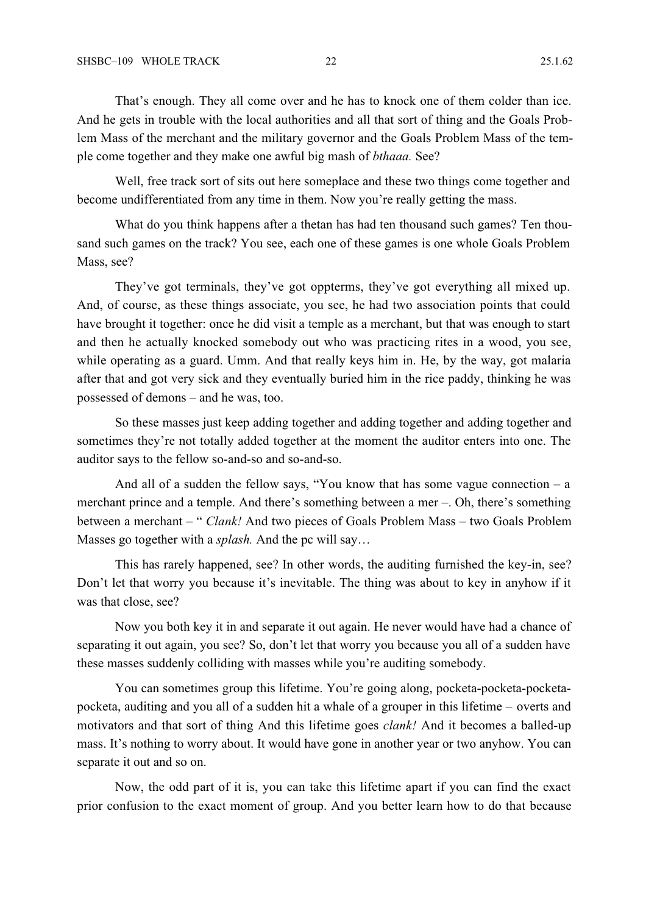That's enough. They all come over and he has to knock one of them colder than ice. And he gets in trouble with the local authorities and all that sort of thing and the Goals Problem Mass of the merchant and the military governor and the Goals Problem Mass of the temple come together and they make one awful big mash of *bthaaa.* See?

Well, free track sort of sits out here someplace and these two things come together and become undifferentiated from any time in them. Now you're really getting the mass.

What do you think happens after a thetan has had ten thousand such games? Ten thousand such games on the track? You see, each one of these games is one whole Goals Problem Mass, see?

They've got terminals, they've got oppterms, they've got everything all mixed up. And, of course, as these things associate, you see, he had two association points that could have brought it together: once he did visit a temple as a merchant, but that was enough to start and then he actually knocked somebody out who was practicing rites in a wood, you see, while operating as a guard. Umm. And that really keys him in. He, by the way, got malaria after that and got very sick and they eventually buried him in the rice paddy, thinking he was possessed of demons – and he was, too.

So these masses just keep adding together and adding together and adding together and sometimes they're not totally added together at the moment the auditor enters into one. The auditor says to the fellow so-and-so and so-and-so.

And all of a sudden the fellow says, "You know that has some vague connection – a merchant prince and a temple. And there's something between a mer –. Oh, there's something between a merchant – " *Clank!* And two pieces of Goals Problem Mass – two Goals Problem Masses go together with a *splash.* And the pc will say…

This has rarely happened, see? In other words, the auditing furnished the key-in, see? Don't let that worry you because it's inevitable. The thing was about to key in anyhow if it was that close, see?

Now you both key it in and separate it out again. He never would have had a chance of separating it out again, you see? So, don't let that worry you because you all of a sudden have these masses suddenly colliding with masses while you're auditing somebody.

You can sometimes group this lifetime. You're going along, pocketa-pocketa-pocketa-pocketa, auditing and you all of a sudden hit a whale of a grouper in this lifetime – overts and motivators and that sort of thing And this lifetime goes *clank!* And it becomes a balled-up mass. It's nothing to worry about. It would have gone in another year or two anyhow. You can separate it out and so on.

Now, the odd part of it is, you can take this lifetime apart if you can find the exact prior confusion to the exact moment of group. And you better learn how to do that because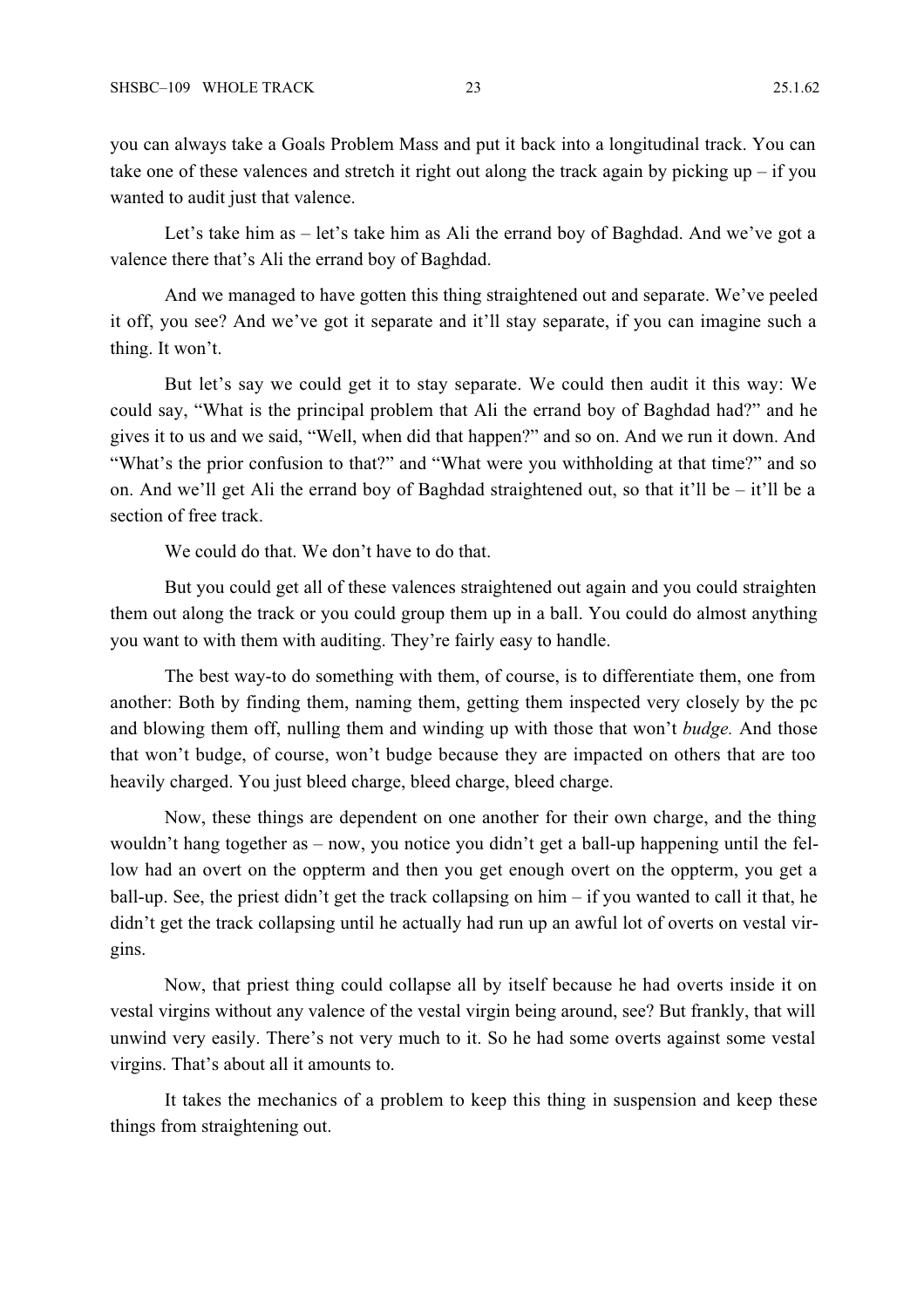you can always take a Goals Problem Mass and put it back into a longitudinal track. You can take one of these valences and stretch it right out along the track again by picking up – if you wanted to audit just that valence.

Let's take him as – let's take him as Ali the errand boy of Baghdad. And we've got a valence there that's Ali the errand boy of Baghdad.

And we managed to have gotten this thing straightened out and separate. We've peeled it off, you see? And we've got it separate and it'll stay separate, if you can imagine such a thing. It won't.

But let's say we could get it to stay separate. We could then audit it this way: We could say, "What is the principal problem that Ali the errand boy of Baghdad had?" and he gives it to us and we said, "Well, when did that happen?" and so on. And we run it down. And "What's the prior confusion to that?" and "What were you withholding at that time?" and so on. And we'll get Ali the errand boy of Baghdad straightened out, so that it'll be – it'll be a section of free track.

We could do that. We don't have to do that.

But you could get all of these valences straightened out again and you could straighten them out along the track or you could group them up in a ball. You could do almost anything you want to with them with auditing. They're fairly easy to handle.

The best way-to do something with them, of course, is to differentiate them, one from another: Both by finding them, naming them, getting them inspected very closely by the pc and blowing them off, nulling them and winding up with those that won't *budge.* And those that won't budge, of course, won't budge because they are impacted on others that are too heavily charged. You just bleed charge, bleed charge, bleed charge.

Now, these things are dependent on one another for their own charge, and the thing wouldn't hang together as – now, you notice you didn't get a ball-up happening until the fellow had an overt on the oppterm and then you get enough overt on the oppterm, you get a ball-up. See, the priest didn't get the track collapsing on him – if you wanted to call it that, he didn't get the track collapsing until he actually had run up an awful lot of overts on vestal virgins.

Now, that priest thing could collapse all by itself because he had overts inside it on vestal virgins without any valence of the vestal virgin being around, see? But frankly, that will unwind very easily. There's not very much to it. So he had some overts against some vestal virgins. That's about all it amounts to.

It takes the mechanics of a problem to keep this thing in suspension and keep these things from straightening out.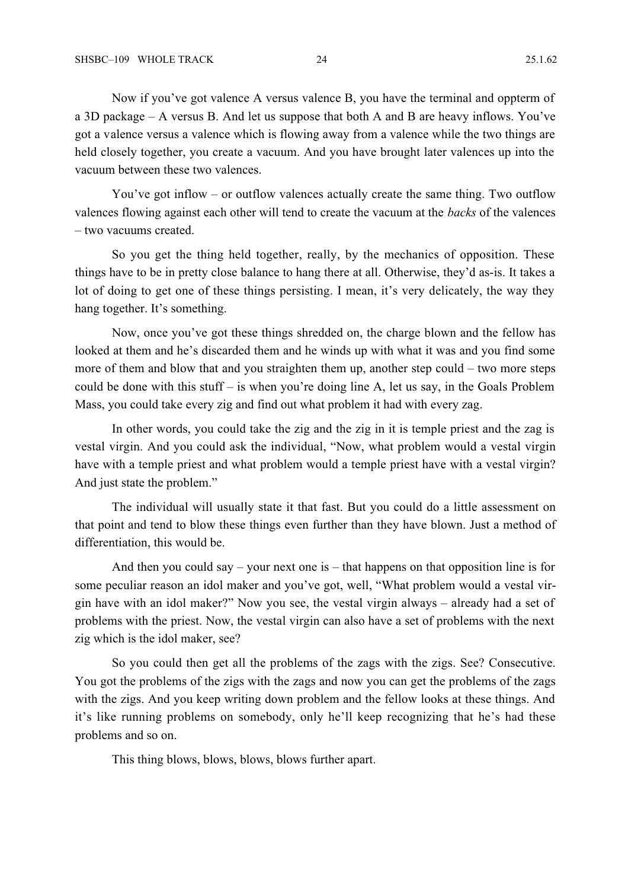Now if you've got valence A versus valence B, you have the terminal and oppterm of a 3D package – A versus B. And let us suppose that both A and B are heavy inflows. You've got a valence versus a valence which is flowing away from a valence while the two things are held closely together, you create a vacuum. And you have brought later valences up into the vacuum between these two valences.

You've got inflow – or outflow valences actually create the same thing. Two outflow valences flowing against each other will tend to create the vacuum at the *backs* of the valences – two vacuums created.

So you get the thing held together, really, by the mechanics of opposition. These things have to be in pretty close balance to hang there at all. Otherwise, they'd as-is. It takes a lot of doing to get one of these things persisting. I mean, it's very delicately, the way they hang together. It's something.

Now, once you've got these things shredded on, the charge blown and the fellow has looked at them and he's discarded them and he winds up with what it was and you find some more of them and blow that and you straighten them up, another step could – two more steps could be done with this stuff – is when you're doing line A, let us say, in the Goals Problem Mass, you could take every zig and find out what problem it had with every zag.

In other words, you could take the zig and the zig in it is temple priest and the zag is vestal virgin. And you could ask the individual, "Now, what problem would a vestal virgin have with a temple priest and what problem would a temple priest have with a vestal virgin? And just state the problem."

The individual will usually state it that fast. But you could do a little assessment on that point and tend to blow these things even further than they have blown. Just a method of differentiation, this would be.

And then you could say – your next one is – that happens on that opposition line is for some peculiar reason an idol maker and you've got, well, "What problem would a vestal virgin have with an idol maker?" Now you see, the vestal virgin always – already had a set of problems with the priest. Now, the vestal virgin can also have a set of problems with the next zig which is the idol maker, see?

So you could then get all the problems of the zags with the zigs. See? Consecutive. You got the problems of the zigs with the zags and now you can get the problems of the zags with the zigs. And you keep writing down problem and the fellow looks at these things. And it's like running problems on somebody, only he'll keep recognizing that he's had these problems and so on.

This thing blows, blows, blows, blows further apart.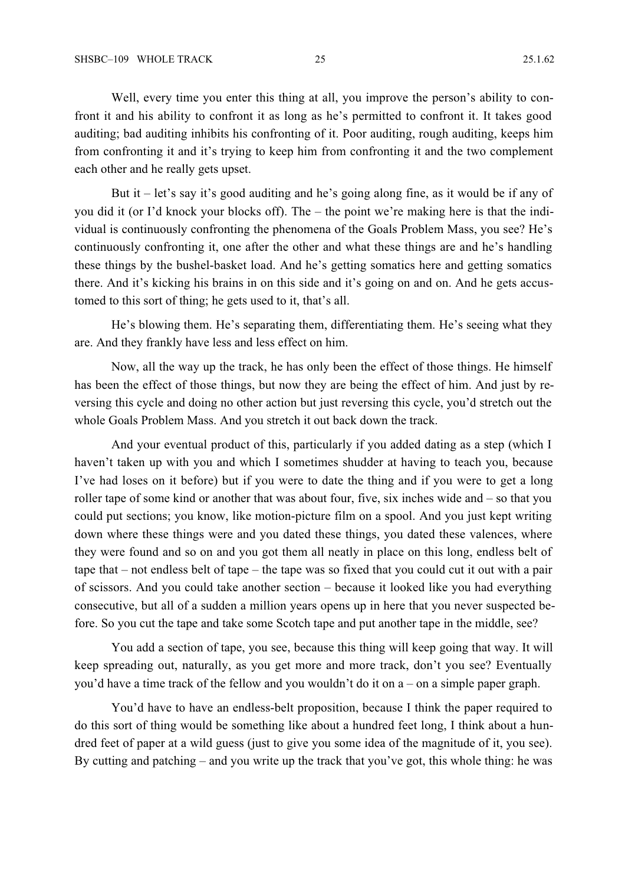Well, every time you enter this thing at all, you improve the person's ability to confront it and his ability to confront it as long as he's permitted to confront it. It takes good auditing; bad auditing inhibits his confronting of it. Poor auditing, rough auditing, keeps him from confronting it and it's trying to keep him from confronting it and the two complement each other and he really gets upset.

But it – let's say it's good auditing and he's going along fine, as it would be if any of you did it (or I'd knock your blocks off). The – the point we're making here is that the individual is continuously confronting the phenomena of the Goals Problem Mass, you see? He's continuously confronting it, one after the other and what these things are and he's handling these things by the bushel-basket load. And he's getting somatics here and getting somatics there. And it's kicking his brains in on this side and it's going on and on. And he gets accustomed to this sort of thing; he gets used to it, that's all.

He's blowing them. He's separating them, differentiating them. He's seeing what they are. And they frankly have less and less effect on him.

Now, all the way up the track, he has only been the effect of those things. He himself has been the effect of those things, but now they are being the effect of him. And just by reversing this cycle and doing no other action but just reversing this cycle, you'd stretch out the whole Goals Problem Mass. And you stretch it out back down the track.

And your eventual product of this, particularly if you added dating as a step (which I haven't taken up with you and which I sometimes shudder at having to teach you, because I've had loses on it before) but if you were to date the thing and if you were to get a long roller tape of some kind or another that was about four, five, six inches wide and – so that you could put sections; you know, like motion-picture film on a spool. And you just kept writing down where these things were and you dated these things, you dated these valences, where they were found and so on and you got them all neatly in place on this long, endless belt of tape that – not endless belt of tape – the tape was so fixed that you could cut it out with a pair of scissors. And you could take another section – because it looked like you had everything consecutive, but all of a sudden a million years opens up in here that you never suspected before. So you cut the tape and take some Scotch tape and put another tape in the middle, see?

You add a section of tape, you see, because this thing will keep going that way. It will keep spreading out, naturally, as you get more and more track, don't you see? Eventually you'd have a time track of the fellow and you wouldn't do it on a – on a simple paper graph.

You'd have to have an endless-belt proposition, because I think the paper required to do this sort of thing would be something like about a hundred feet long, I think about a hundred feet of paper at a wild guess (just to give you some idea of the magnitude of it, you see). By cutting and patching – and you write up the track that you've got, this whole thing: he was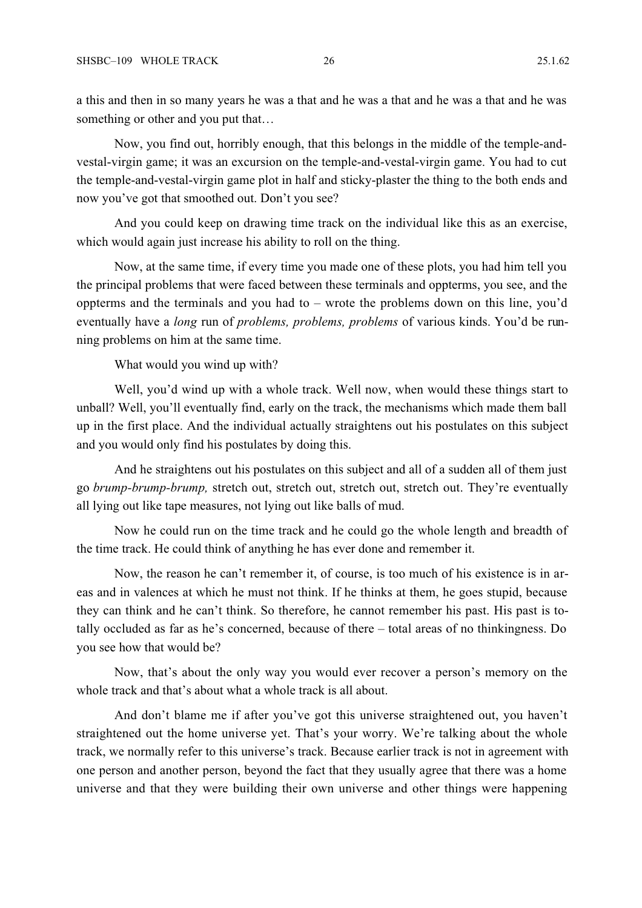a this and then in so many years he was a that and he was a that and he was a that and he was something or other and you put that…

Now, you find out, horribly enough, that this belongs in the middle of the temple-and-vestal-virgin game; it was an excursion on the temple-and-vestal-virgin game. You had to cut the temple-and-vestal-virgin game plot in half and sticky-plaster the thing to the both ends and now you've got that smoothed out. Don't you see?

And you could keep on drawing time track on the individual like this as an exercise, which would again just increase his ability to roll on the thing.

Now, at the same time, if every time you made one of these plots, you had him tell you the principal problems that were faced between these terminals and oppterms, you see, and the oppterms and the terminals and you had to – wrote the problems down on this line, you'd eventually have a *long* run of *problems, problems, problems* of various kinds. You'd be running problems on him at the same time.

What would you wind up with?

Well, you'd wind up with a whole track. Well now, when would these things start to unball? Well, you'll eventually find, early on the track, the mechanisms which made them ball up in the first place. And the individual actually straightens out his postulates on this subject and you would only find his postulates by doing this.

And he straightens out his postulates on this subject and all of a sudden all of them just go *brump-brump-brump,* stretch out, stretch out, stretch out, stretch out. They're eventually all lying out like tape measures, not lying out like balls of mud.

Now he could run on the time track and he could go the whole length and breadth of the time track. He could think of anything he has ever done and remember it.

Now, the reason he can't remember it, of course, is too much of his existence is in areas and in valences at which he must not think. If he thinks at them, he goes stupid, because they can think and he can't think. So therefore, he cannot remember his past. His past is totally occluded as far as he's concerned, because of there – total areas of no thinkingness. Do you see how that would be?

Now, that's about the only way you would ever recover a person's memory on the whole track and that's about what a whole track is all about.

And don't blame me if after you've got this universe straightened out, you haven't straightened out the home universe yet. That's your worry. We're talking about the whole track, we normally refer to this universe's track. Because earlier track is not in agreement with one person and another person, beyond the fact that they usually agree that there was a home universe and that they were building their own universe and other things were happening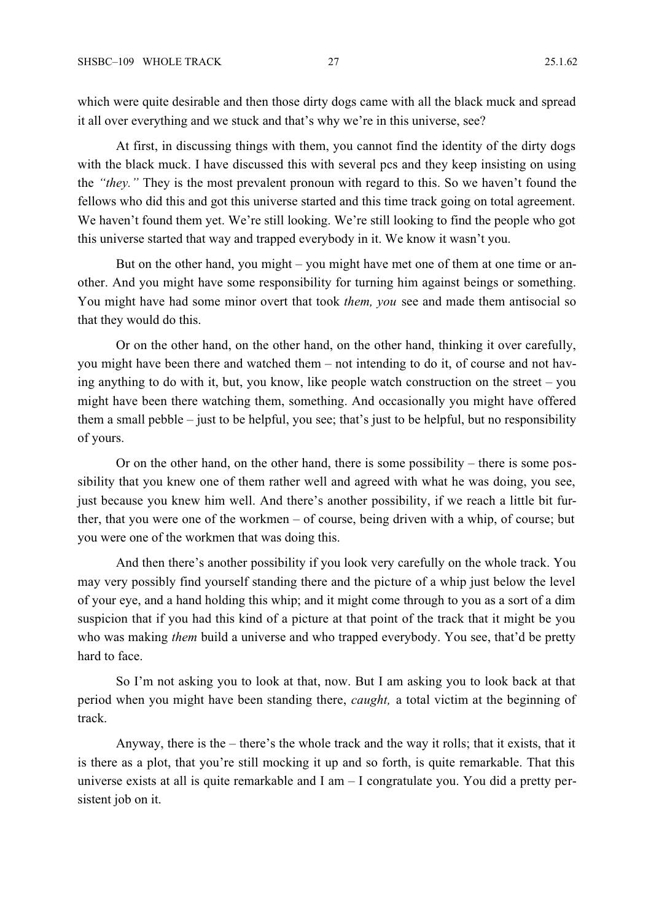which were quite desirable and then those dirty dogs came with all the black muck and spread it all over everything and we stuck and that's why we're in this universe, see?

At first, in discussing things with them, you cannot find the identity of the dirty dogs with the black muck. I have discussed this with several pcs and they keep insisting on using the *"they."* They is the most prevalent pronoun with regard to this. So we haven't found the fellows who did this and got this universe started and this time track going on total agreement. We haven't found them yet. We're still looking. We're still looking to find the people who got this universe started that way and trapped everybody in it. We know it wasn't you.

But on the other hand, you might – you might have met one of them at one time or another. And you might have some responsibility for turning him against beings or something. You might have had some minor overt that took *them, you* see and made them antisocial so that they would do this.

Or on the other hand, on the other hand, on the other hand, thinking it over carefully, you might have been there and watched them – not intending to do it, of course and not having anything to do with it, but, you know, like people watch construction on the street – you might have been there watching them, something. And occasionally you might have offered them a small pebble – just to be helpful, you see; that's just to be helpful, but no responsibility of yours.

Or on the other hand, on the other hand, there is some possibility – there is some possibility that you knew one of them rather well and agreed with what he was doing, you see, just because you knew him well. And there's another possibility, if we reach a little bit further, that you were one of the workmen – of course, being driven with a whip, of course; but you were one of the workmen that was doing this.

And then there's another possibility if you look very carefully on the whole track. You may very possibly find yourself standing there and the picture of a whip just below the level of your eye, and a hand holding this whip; and it might come through to you as a sort of a dim suspicion that if you had this kind of a picture at that point of the track that it might be you who was making *them* build a universe and who trapped everybody. You see, that'd be pretty hard to face.

So I'm not asking you to look at that, now. But I am asking you to look back at that period when you might have been standing there, *caught,* a total victim at the beginning of track.

Anyway, there is the – there's the whole track and the way it rolls; that it exists, that it is there as a plot, that you're still mocking it up and so forth, is quite remarkable. That this universe exists at all is quite remarkable and I am – I congratulate you. You did a pretty persistent job on it.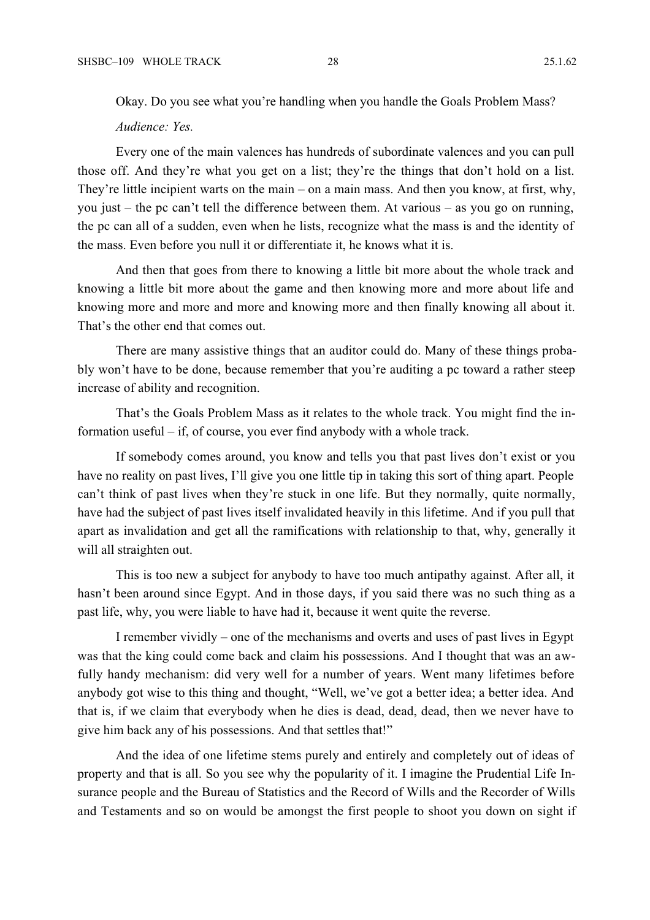Okay. Do you see what you're handling when you handle the Goals Problem Mass?

*Audience: Yes.*

Every one of the main valences has hundreds of subordinate valences and you can pull those off. And they're what you get on a list; they're the things that don't hold on a list. They're little incipient warts on the main – on a main mass. And then you know, at first, why, you just – the pc can't tell the difference between them. At various – as you go on running, the pc can all of a sudden, even when he lists, recognize what the mass is and the identity of the mass. Even before you null it or differentiate it, he knows what it is.

And then that goes from there to knowing a little bit more about the whole track and knowing a little bit more about the game and then knowing more and more about life and knowing more and more and more and knowing more and then finally knowing all about it. That's the other end that comes out.

There are many assistive things that an auditor could do. Many of these things probably won't have to be done, because remember that you're auditing a pc toward a rather steep increase of ability and recognition.

That's the Goals Problem Mass as it relates to the whole track. You might find the information useful – if, of course, you ever find anybody with a whole track.

If somebody comes around, you know and tells you that past lives don't exist or you have no reality on past lives, I'll give you one little tip in taking this sort of thing apart. People can't think of past lives when they're stuck in one life. But they normally, quite normally, have had the subject of past lives itself invalidated heavily in this lifetime. And if you pull that apart as invalidation and get all the ramifications with relationship to that, why, generally it will all straighten out.

This is too new a subject for anybody to have too much antipathy against. After all, it hasn't been around since Egypt. And in those days, if you said there was no such thing as a past life, why, you were liable to have had it, because it went quite the reverse.

I remember vividly – one of the mechanisms and overts and uses of past lives in Egypt was that the king could come back and claim his possessions. And I thought that was an awfully handy mechanism: did very well for a number of years. Went many lifetimes before anybody got wise to this thing and thought, "Well, we've got a better idea; a better idea. And that is, if we claim that everybody when he dies is dead, dead, dead, then we never have to give him back any of his possessions. And that settles that!"

And the idea of one lifetime stems purely and entirely and completely out of ideas of property and that is all. So you see why the popularity of it. I imagine the Prudential Life Insurance people and the Bureau of Statistics and the Record of Wills and the Recorder of Wills and Testaments and so on would be amongst the first people to shoot you down on sight if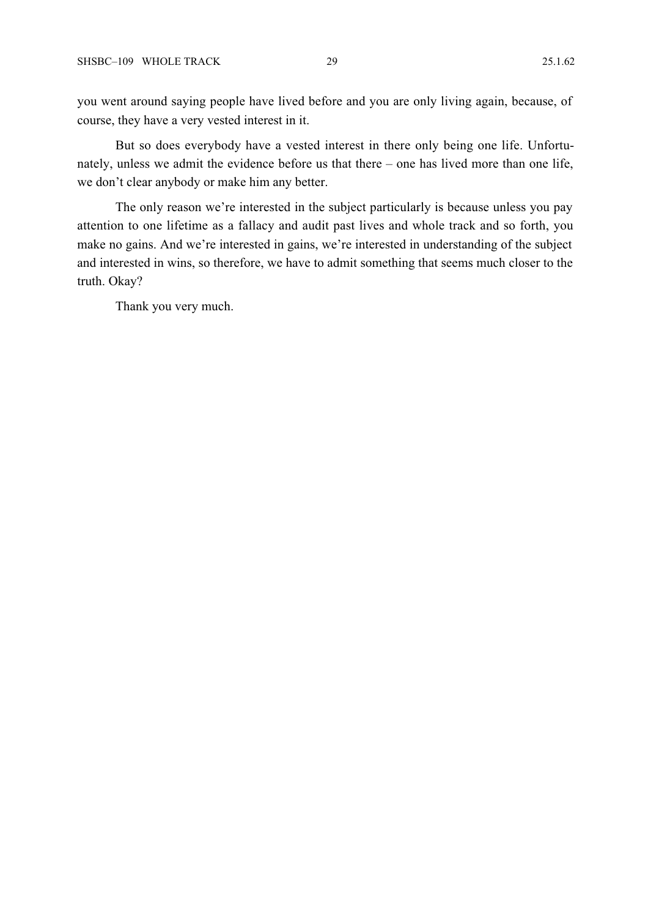you went around saying people have lived before and you are only living again, because, of course, they have a very vested interest in it.

But so does everybody have a vested interest in there only being one life. Unfortunately, unless we admit the evidence before us that there – one has lived more than one life, we don't clear anybody or make him any better.

The only reason we're interested in the subject particularly is because unless you pay attention to one lifetime as a fallacy and audit past lives and whole track and so forth, you make no gains. And we're interested in gains, we're interested in understanding of the subject and interested in wins, so therefore, we have to admit something that seems much closer to the truth. Okay?

Thank you very much.